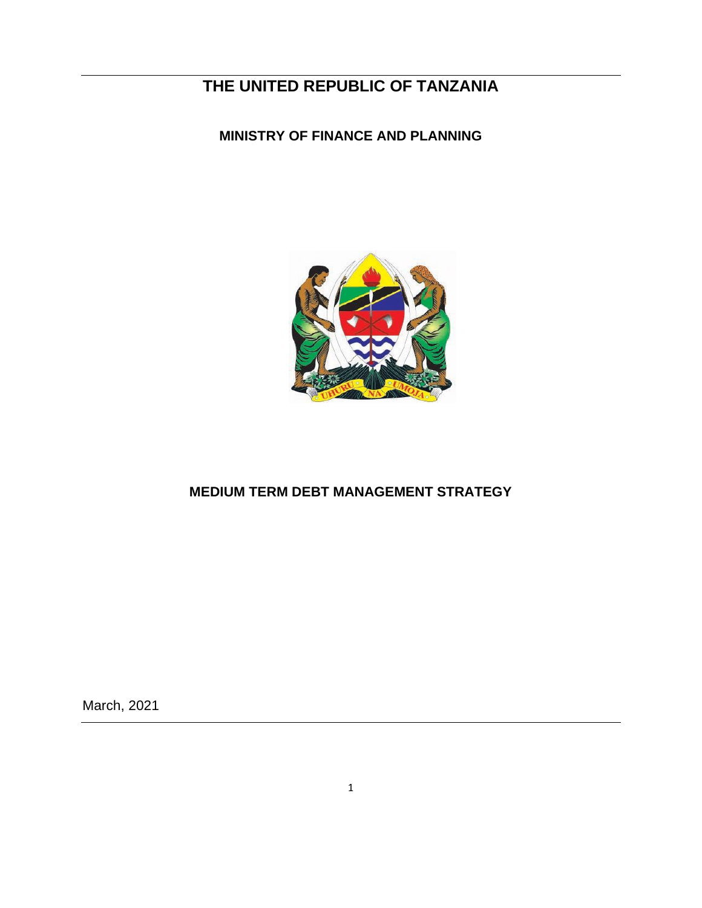# THE UNITED REPUBLIC OF TANZANIA

## MINISTRY OF FINANCE AND PLANNING

## MEDIUM TERM DEBT MANAGEMENT STRATEGY

March, 2021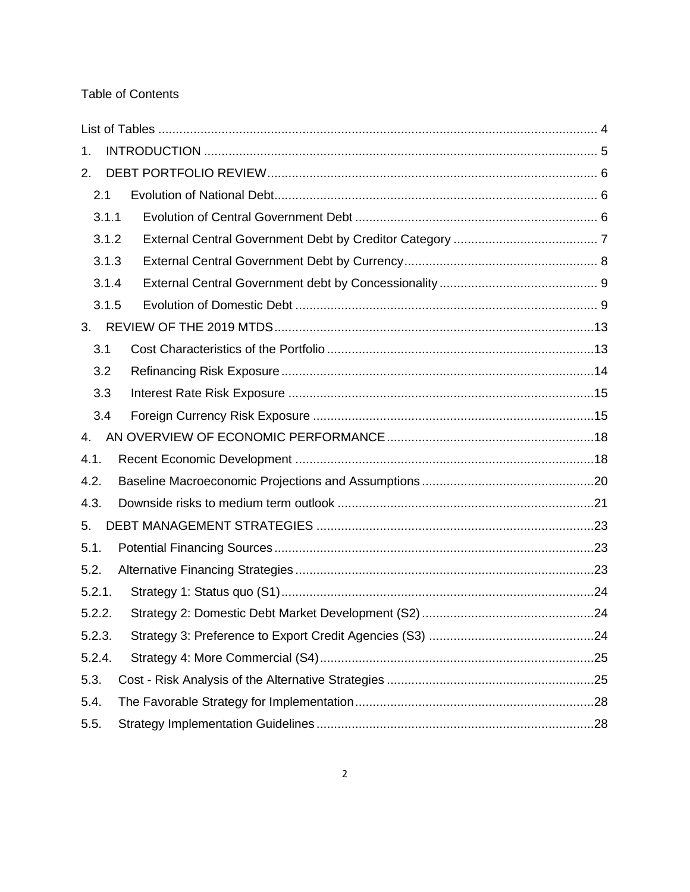Table of Contents

List of Tables ..... 4
1. INTRODUCTION ..... 5
2. DEBT PORTFOLIO REVIEW ..... 6
   2.1 Evolution of National Debt ..... 6
   3.1.1 Evolution of Central Government Debt ..... 6
   3.1.2 External Central Government Debt by Creditor Category ..... 7
   3.1.3 External Central Government Debt by Currency ..... 8
   3.1.4 External Central Government debt by Concessionality ..... 9
   3.1.5 Evolution of Domestic Debt ..... 9
3. REVIEW OF THE 2019 MTDS ..... 13
   3.1 Cost Characteristics of the Portfolio ..... 13
   3.2 Refinancing Risk Exposure ..... 14
   3.3 Interest Rate Risk Exposure ..... 15
   3.4 Foreign Currency Risk Exposure ..... 15
4. AN OVERVIEW OF ECONOMIC PERFORMANCE ..... 18
4.1. Recent Economic Development ..... 18
4.2. Baseline Macroeconomic Projections and Assumptions ..... 20
4.3. Downside risks to medium term outlook ..... 21
5. DEBT MANAGEMENT STRATEGIES ..... 23
5.1. Potential Financing Sources ..... 23
5.2. Alternative Financing Strategies ..... 23
5.2.1. Strategy 1: Status quo (S1) ..... 24
5.2.2. Strategy 2: Domestic Debt Market Development (S2) ..... 24
5.2.3. Strategy 3: Preference to Export Credit Agencies (S3) ..... 24
5.2.4. Strategy 4: More Commercial (S4) ..... 25
5.3. Cost - Risk Analysis of the Alternative Strategies ..... 25
5.4. The Favorable Strategy for Implementation ..... 28
5.5. Strategy Implementation Guidelines ..... 28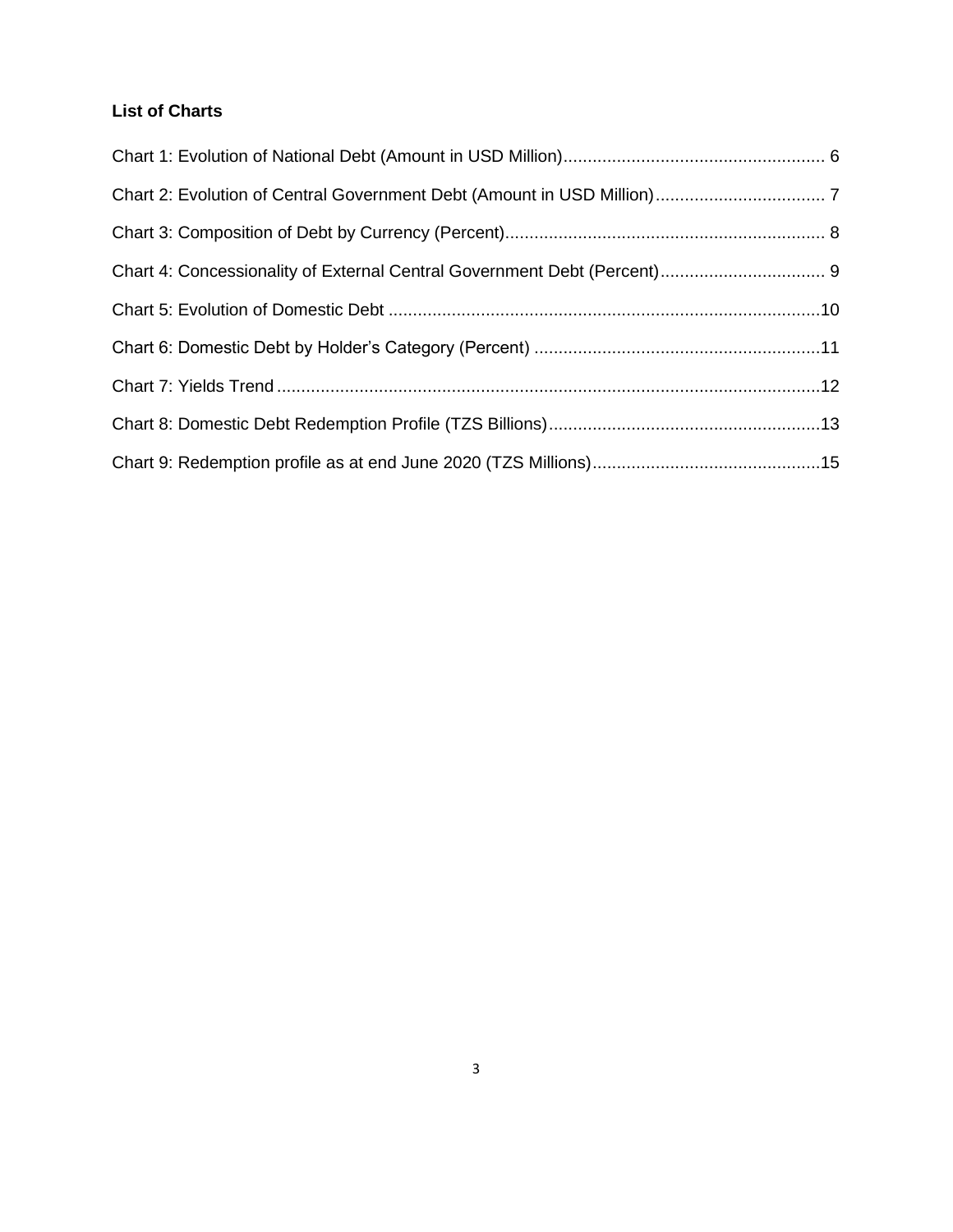**List of Charts**

Chart 1: Evolution of National Debt (Amount in USD Million) ..... 6

Chart 2: Evolution of Central Government Debt (Amount in USD Million) ..... 7

Chart 3: Composition of Debt by Currency (Percent) ..... 8

Chart 4: Concessionality of External Central Government Debt (Percent) ..... 9

Chart 5: Evolution of Domestic Debt ..... 10

Chart 6: Domestic Debt by Holder's Category (Percent) ..... 11

Chart 7: Yields Trend ..... 12

Chart 8: Domestic Debt Redemption Profile (TZS Billions) ..... 13

Chart 9: Redemption profile as at end June 2020 (TZS Millions) ..... 15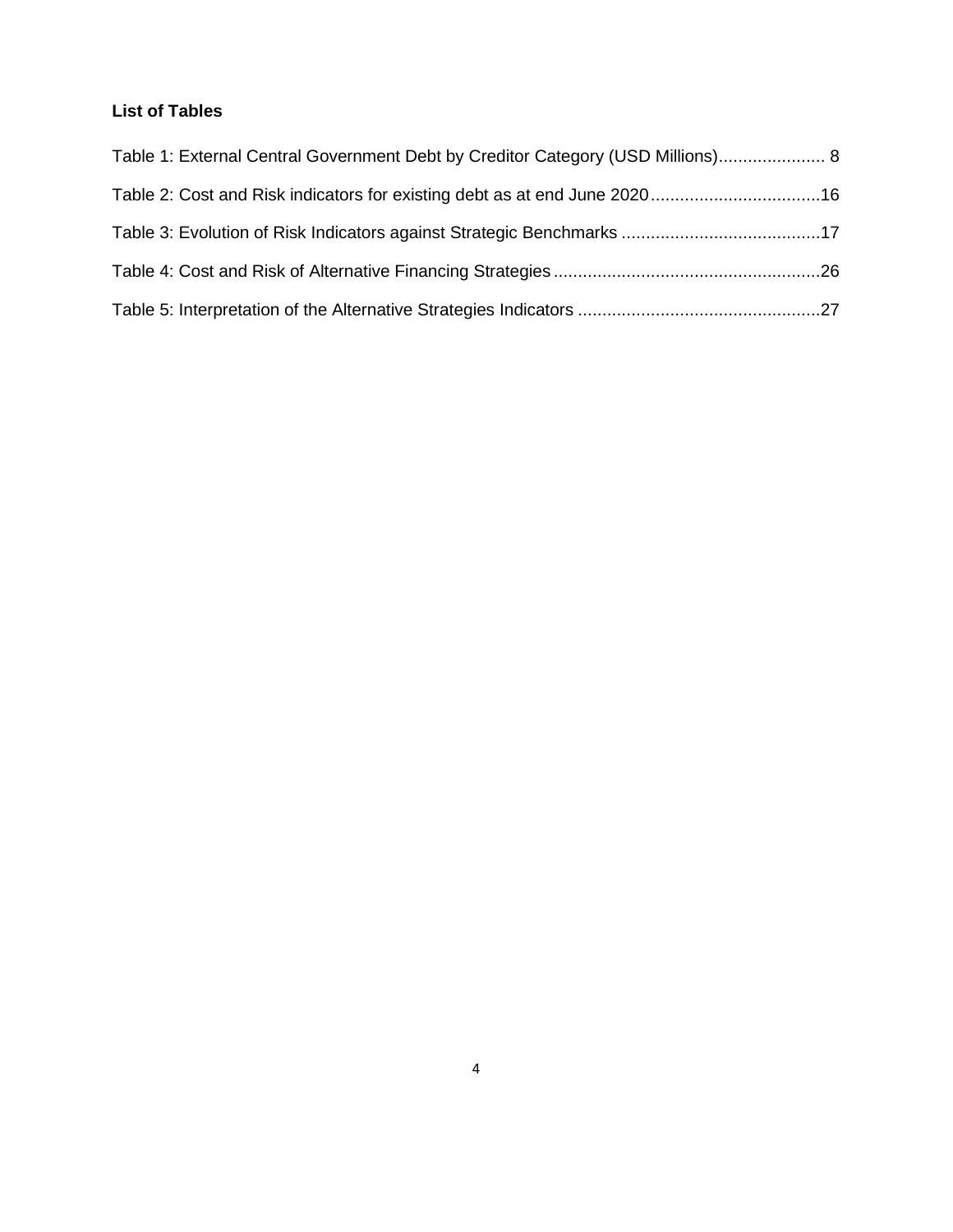**List of Tables**

Table 1: External Central Government Debt by Creditor Category (USD Millions)...................... 8

Table 2: Cost and Risk indicators for existing debt as at end June 2020...................................16

Table 3: Evolution of Risk Indicators against Strategic Benchmarks .........................................17

Table 4: Cost and Risk of Alternative Financing Strategies.......................................................26

Table 5: Interpretation of the Alternative Strategies Indicators ..................................................27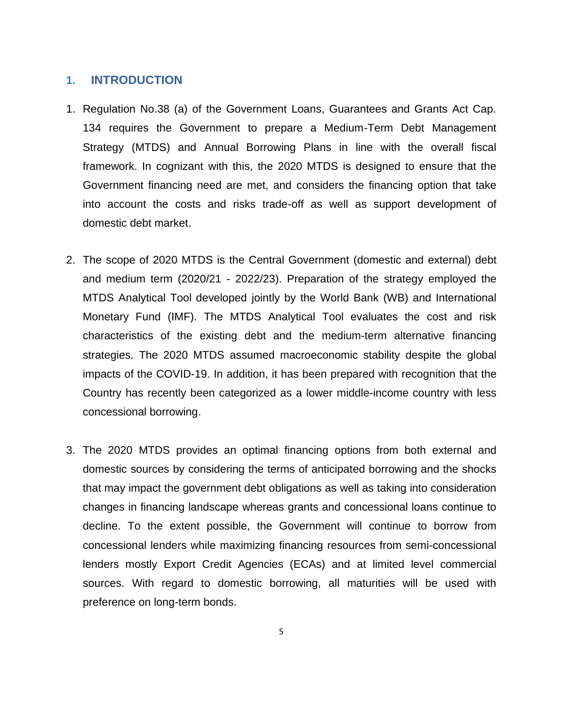## 1. INTRODUCTION

1. Regulation No.38 (a) of the Government Loans, Guarantees and Grants Act Cap. 134 requires the Government to prepare a Medium-Term Debt Management Strategy (MTDS) and Annual Borrowing Plans in line with the overall fiscal framework. In cognizant with this, the 2020 MTDS is designed to ensure that the Government financing need are met, and considers the financing option that take into account the costs and risks trade-off as well as support development of domestic debt market.

2. The scope of 2020 MTDS is the Central Government (domestic and external) debt and medium term (2020/21 - 2022/23). Preparation of the strategy employed the MTDS Analytical Tool developed jointly by the World Bank (WB) and International Monetary Fund (IMF). The MTDS Analytical Tool evaluates the cost and risk characteristics of the existing debt and the medium-term alternative financing strategies. The 2020 MTDS assumed macroeconomic stability despite the global impacts of the COVID-19. In addition, it has been prepared with recognition that the Country has recently been categorized as a lower middle-income country with less concessional borrowing.

3. The 2020 MTDS provides an optimal financing options from both external and domestic sources by considering the terms of anticipated borrowing and the shocks that may impact the government debt obligations as well as taking into consideration changes in financing landscape whereas grants and concessional loans continue to decline. To the extent possible, the Government will continue to borrow from concessional lenders while maximizing financing resources from semi-concessional lenders mostly Export Credit Agencies (ECAs) and at limited level commercial sources. With regard to domestic borrowing, all maturities will be used with preference on long-term bonds.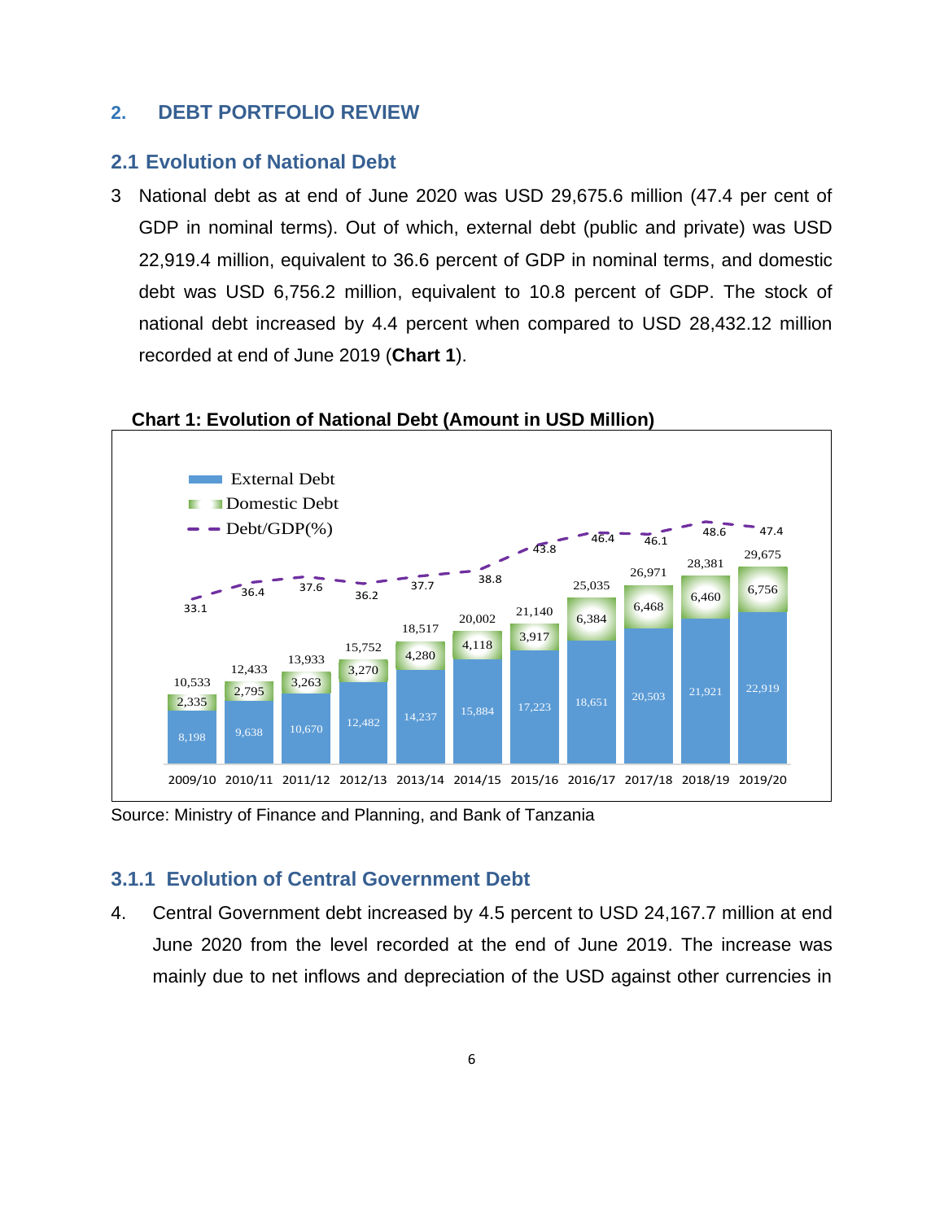## 2. DEBT PORTFOLIO REVIEW

### 2.1 Evolution of National Debt

3 National debt as at end of June 2020 was USD 29,675.6 million (47.4 per cent of GDP in nominal terms). Out of which, external debt (public and private) was USD 22,919.4 million, equivalent to 36.6 percent of GDP in nominal terms, and domestic debt was USD 6,756.2 million, equivalent to 10.8 percent of GDP. The stock of national debt increased by 4.4 percent when compared to USD 28,432.12 million recorded at end of June 2019 (**Chart 1**).

**Chart 1: Evolution of National Debt (Amount in USD Million)**

| Year | External Debt | Domestic Debt | Total | Debt/GDP(%) |
|---|---|---|---|---|
| 2009/10 | 8,198 | 2,335 | 10,533 | 33.1 |
| 2010/11 | 9,638 | 2,795 | 12,433 | 36.4 |
| 2011/12 | 10,670 | 3,263 | 13,933 | 37.6 |
| 2012/13 | 12,482 | 3,270 | 15,752 | 36.2 |
| 2013/14 | 14,237 | 4,280 | 18,517 | 37.7 |
| 2014/15 | 15,884 | 4,118 | 20,002 | 38.8 |
| 2015/16 | 17,223 | 3,917 | 21,140 | 43.8 |
| 2016/17 | 18,651 | 6,384 | 25,035 | 46.4 |
| 2017/18 | 20,503 | 6,468 | 26,971 | 46.1 |
| 2018/19 | 21,921 | 6,460 | 28,381 | 48.6 |
| 2019/20 | 22,919 | 6,756 | 29,675 | 47.4 |

Source: Ministry of Finance and Planning, and Bank of Tanzania

#### 3.1.1 Evolution of Central Government Debt

4. Central Government debt increased by 4.5 percent to USD 24,167.7 million at end June 2020 from the level recorded at the end of June 2019. The increase was mainly due to net inflows and depreciation of the USD against other currencies in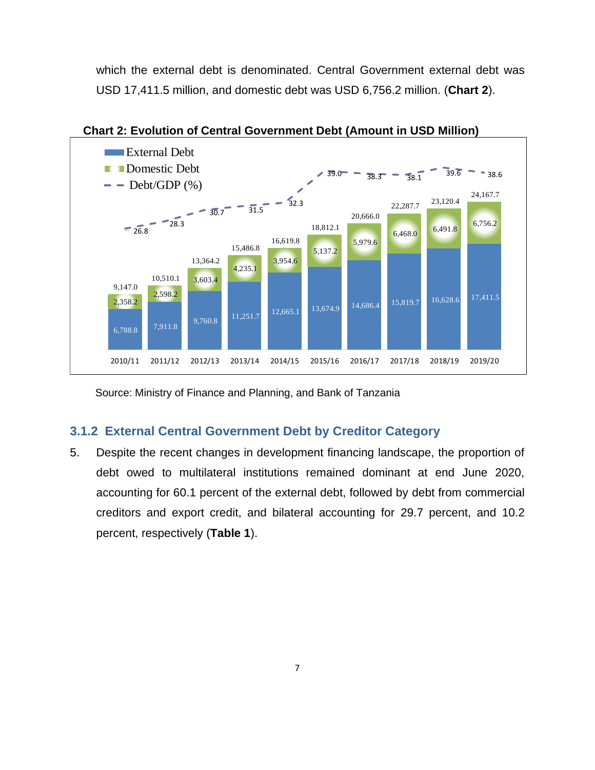which the external debt is denominated. Central Government external debt was USD 17,411.5 million, and domestic debt was USD 6,756.2 million. (**Chart 2**).

**Chart 2: Evolution of Central Government Debt (Amount in USD Million)**

| Year | External Debt | Domestic Debt | Total | Debt/GDP (%) |
|---|---|---|---|---|
| 2010/11 | 6,788.8 | 2,358.2 | 9,147.0 | 26.8 |
| 2011/12 | 7,911.8 | 2,598.2 | 10,510.1 | 28.3 |
| 2012/13 | 9,760.8 | 3,603.4 | 13,364.2 | 30.7 |
| 2013/14 | 11,251.7 | 4,235.1 | 15,486.8 | 31.5 |
| 2014/15 | 12,665.1 | 3,954.6 | 16,619.8 | 32.3 |
| 2015/16 | 13,674.9 | 5,137.2 | 18,812.1 | 39.0 |
| 2016/17 | 14,686.4 | 5,979.6 | 20,666.0 | 38.3 |
| 2017/18 | 15,819.7 | 6,468.0 | 22,287.7 | 38.1 |
| 2018/19 | 16,628.6 | 6,491.8 | 23,120.4 | 39.6 |
| 2019/20 | 17,411.5 | 6,756.2 | 24,167.7 | 38.6 |

Source: Ministry of Finance and Planning, and Bank of Tanzania

### 3.1.2 External Central Government Debt by Creditor Category

5. Despite the recent changes in development financing landscape, the proportion of debt owed to multilateral institutions remained dominant at end June 2020, accounting for 60.1 percent of the external debt, followed by debt from commercial creditors and export credit, and bilateral accounting for 29.7 percent, and 10.2 percent, respectively (**Table 1**).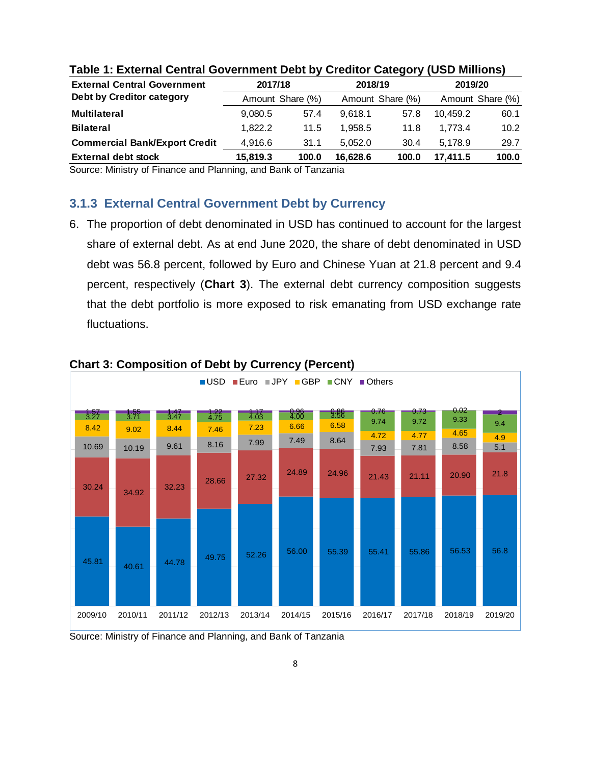**Table 1: External Central Government Debt by Creditor Category (USD Millions)**

| External Central Government Debt by Creditor category | 2017/18 | | 2018/19 | | 2019/20 | |
|---|---|---|---|---|---|---|
| | Amount | Share (%) | Amount | Share (%) | Amount | Share (%) |
| **Multilateral** | 9,080.5 | 57.4 | 9,618.1 | 57.8 | 10,459.2 | 60.1 |
| **Bilateral** | 1,822.2 | 11.5 | 1,958.5 | 11.8 | 1,773.4 | 10.2 |
| **Commercial Bank/Export Credit** | 4,916.6 | 31.1 | 5,052.0 | 30.4 | 5,178.9 | 29.7 |
| **External debt stock** | **15,819.3** | **100.0** | **16,628.6** | **100.0** | **17,411.5** | **100.0** |

Source: Ministry of Finance and Planning, and Bank of Tanzania

### 3.1.3 External Central Government Debt by Currency

6. The proportion of debt denominated in USD has continued to account for the largest share of external debt. As at end June 2020, the share of debt denominated in USD debt was 56.8 percent, followed by Euro and Chinese Yuan at 21.8 percent and 9.4 percent, respectively (**Chart 3**). The external debt currency composition suggests that the debt portfolio is more exposed to risk emanating from USD exchange rate fluctuations.

**Chart 3: Composition of Debt by Currency (Percent)**

| | 2009/10 | 2010/11 | 2011/12 | 2012/13 | 2013/14 | 2014/15 | 2015/16 | 2016/17 | 2017/18 | 2018/19 | 2019/20 |
|---|---|---|---|---|---|---|---|---|---|---|---|
| USD | 45.81 | 40.61 | 44.78 | 49.75 | 52.26 | 56.00 | 55.39 | 55.41 | 55.86 | 56.53 | 56.8 |
| Euro | 30.24 | 34.92 | 32.23 | 28.66 | 27.32 | 24.89 | 24.96 | 21.43 | 21.11 | 20.90 | 21.8 |
| JPY | 10.69 | 10.19 | 9.61 | 8.16 | 7.99 | 7.49 | 8.64 | 7.93 | 7.81 | 8.58 | 5.1 |
| GBP | 8.42 | 9.02 | 8.44 | 7.46 | 7.23 | 6.66 | 6.58 | 4.72 | 4.77 | 4.65 | 4.9 |
| CNY | 3.27 | 3.71 | 3.47 | 4.75 | 4.03 | 4.00 | 3.56 | 9.74 | 9.72 | 9.33 | 9.4 |
| Others | 1.57 | 1.55 | 1.47 | 1.22 | 1.17 | 0.96 | 0.86 | 0.76 | 0.73 | 0.02 | 2 |

Source: Ministry of Finance and Planning, and Bank of Tanzania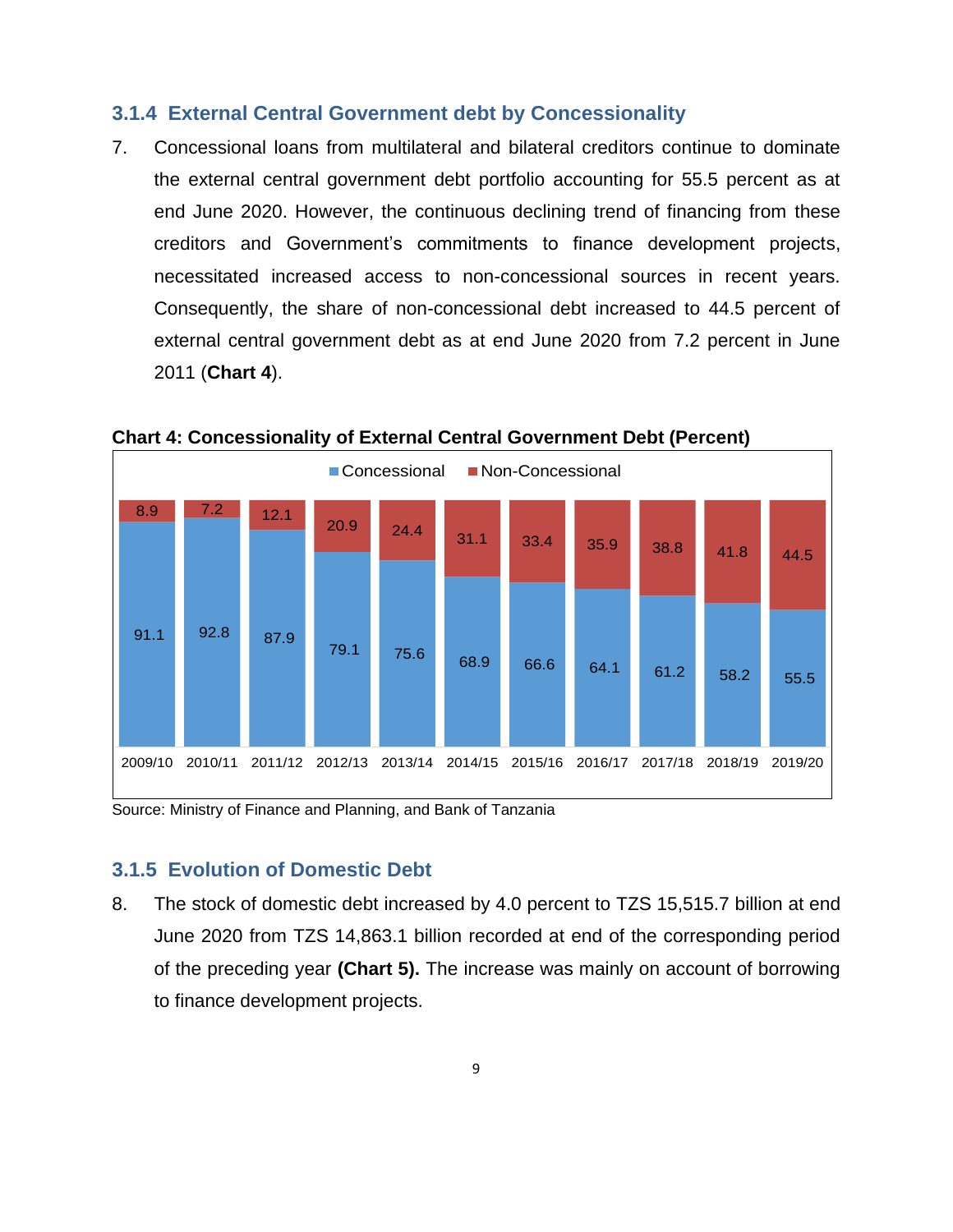### 3.1.4 External Central Government debt by Concessionality

7. Concessional loans from multilateral and bilateral creditors continue to dominate the external central government debt portfolio accounting for 55.5 percent as at end June 2020. However, the continuous declining trend of financing from these creditors and Government's commitments to finance development projects, necessitated increased access to non-concessional sources in recent years. Consequently, the share of non-concessional debt increased to 44.5 percent of external central government debt as at end June 2020 from 7.2 percent in June 2011 (**Chart 4**).

**Chart 4: Concessionality of External Central Government Debt (Percent)**

| | 2009/10 | 2010/11 | 2011/12 | 2012/13 | 2013/14 | 2014/15 | 2015/16 | 2016/17 | 2017/18 | 2018/19 | 2019/20 |
|---|---|---|---|---|---|---|---|---|---|---|---|
| Concessional | 91.1 | 92.8 | 87.9 | 79.1 | 75.6 | 68.9 | 66.6 | 64.1 | 61.2 | 58.2 | 55.5 |
| Non-Concessional | 8.9 | 7.2 | 12.1 | 20.9 | 24.4 | 31.1 | 33.4 | 35.9 | 38.8 | 41.8 | 44.5 |

Source: Ministry of Finance and Planning, and Bank of Tanzania

### 3.1.5 Evolution of Domestic Debt

8. The stock of domestic debt increased by 4.0 percent to TZS 15,515.7 billion at end June 2020 from TZS 14,863.1 billion recorded at end of the corresponding period of the preceding year **(Chart 5).** The increase was mainly on account of borrowing to finance development projects.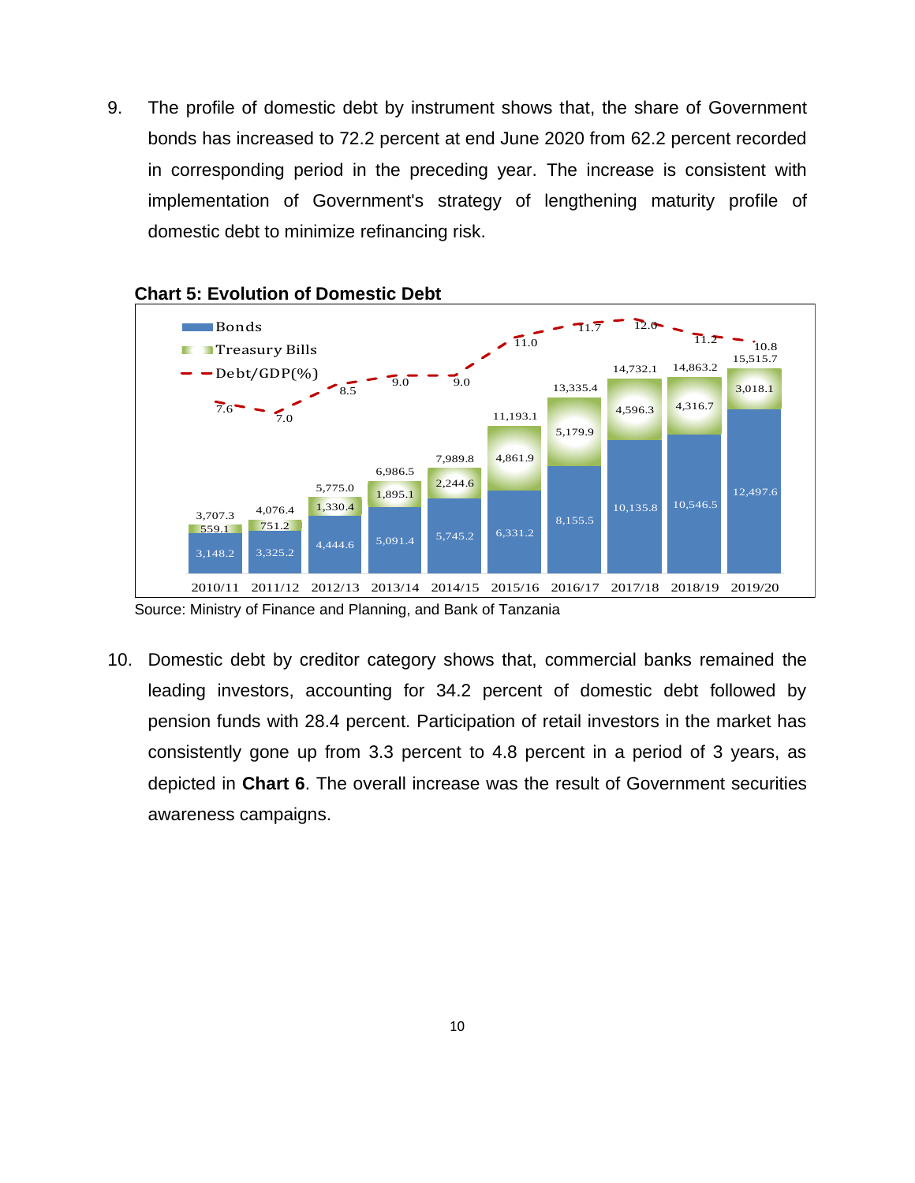9. The profile of domestic debt by instrument shows that, the share of Government bonds has increased to 72.2 percent at end June 2020 from 62.2 percent recorded in corresponding period in the preceding year. The increase is consistent with implementation of Government's strategy of lengthening maturity profile of domestic debt to minimize refinancing risk.

**Chart 5: Evolution of Domestic Debt**

| Year | Bonds | Treasury Bills | Total | Debt/GDP(%) |
|---|---|---|---|---|
| 2010/11 | 3,148.2 | 559.1 | 3,707.3 | 7.6 |
| 2011/12 | 3,325.2 | 751.2 | 4,076.4 | 7.0 |
| 2012/13 | 4,444.6 | 1,330.4 | 5,775.0 | 8.5 |
| 2013/14 | 5,091.4 | 1,895.1 | 6,986.5 | 9.0 |
| 2014/15 | 5,745.2 | 2,244.6 | 7,989.8 | 9.0 |
| 2015/16 | 6,331.2 | 4,861.9 | 11,193.1 | 11.0 |
| 2016/17 | 8,155.5 | 5,179.9 | 13,335.4 | 11.7 |
| 2017/18 | 10,135.8 | 4,596.3 | 14,732.1 | 12.0 |
| 2018/19 | 10,546.5 | 4,316.7 | 14,863.2 | 11.2 |
| 2019/20 | 12,497.6 | 3,018.1 | 15,515.7 | 10.8 |

Source: Ministry of Finance and Planning, and Bank of Tanzania

10. Domestic debt by creditor category shows that, commercial banks remained the leading investors, accounting for 34.2 percent of domestic debt followed by pension funds with 28.4 percent. Participation of retail investors in the market has consistently gone up from 3.3 percent to 4.8 percent in a period of 3 years, as depicted in **Chart 6**. The overall increase was the result of Government securities awareness campaigns.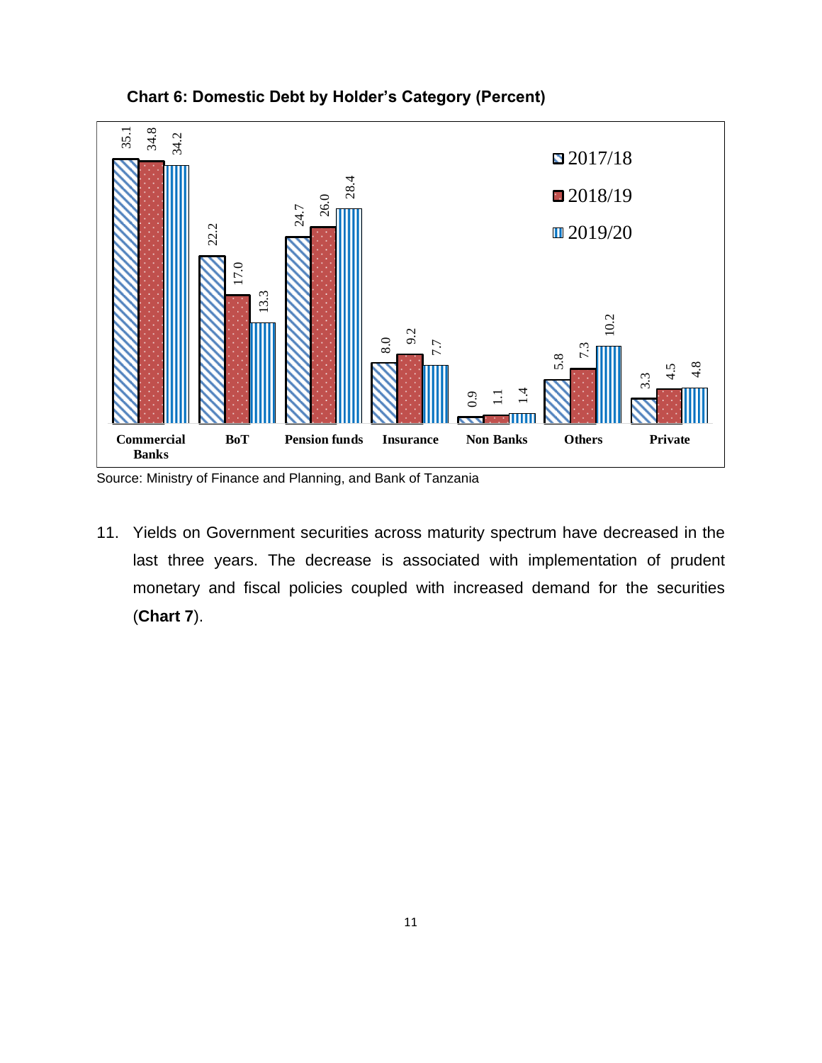**Chart 6: Domestic Debt by Holder's Category (Percent)**

| Holder | 2017/18 | 2018/19 | 2019/20 |
|---|---|---|---|
| Commercial Banks | 35.1 | 34.8 | 34.2 |
| BoT | 22.2 | 17.0 | 13.3 |
| Pension funds | 24.7 | 26.0 | 28.4 |
| Insurance | 8.0 | 9.2 | 7.7 |
| Non Banks | 0.9 | 1.1 | 1.4 |
| Others | 5.8 | 7.3 | 10.2 |
| Private | 3.3 | 4.5 | 4.8 |

Source: Ministry of Finance and Planning, and Bank of Tanzania

11. Yields on Government securities across maturity spectrum have decreased in the last three years. The decrease is associated with implementation of prudent monetary and fiscal policies coupled with increased demand for the securities (**Chart 7**).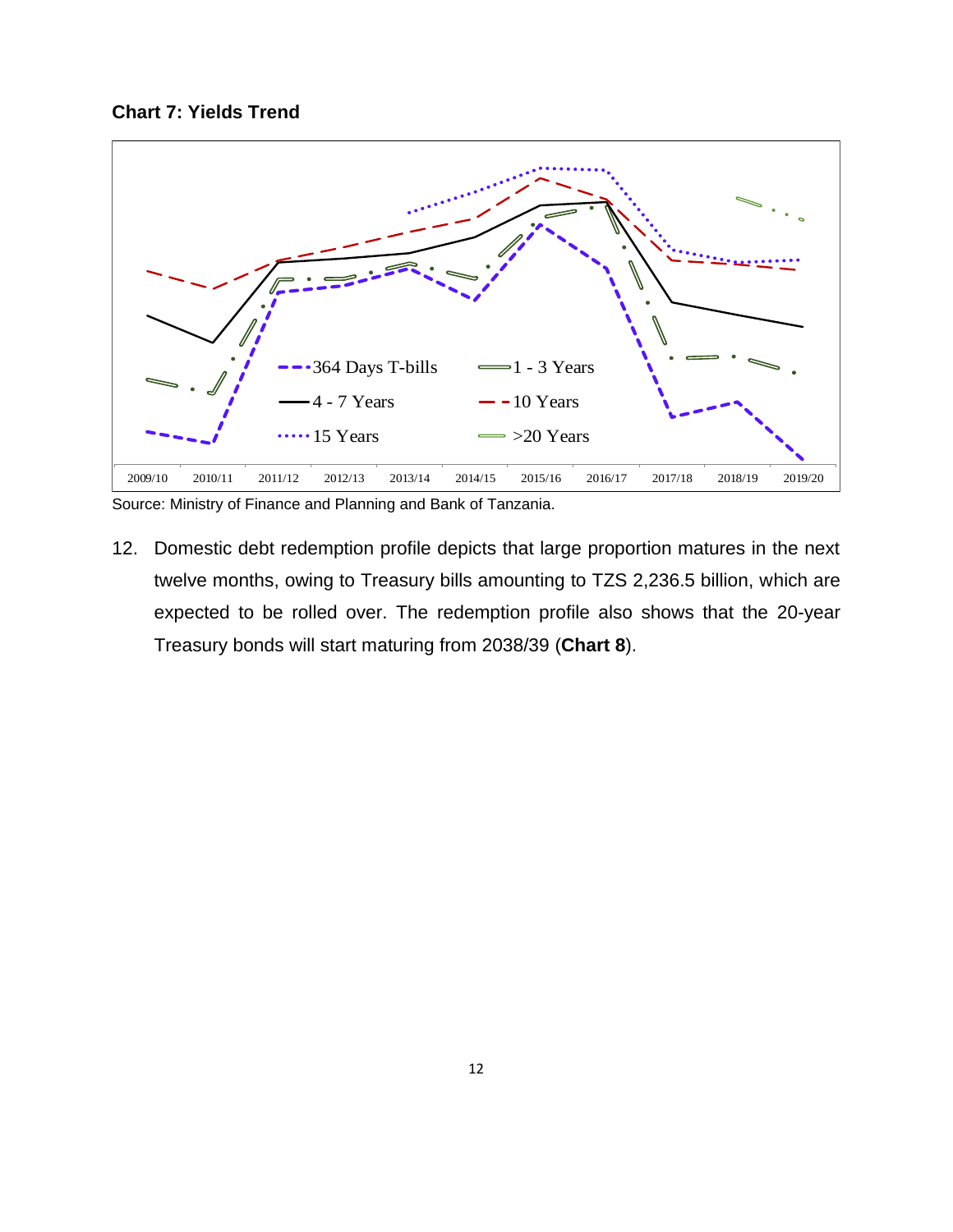**Chart 7: Yields Trend**

Source: Ministry of Finance and Planning and Bank of Tanzania.

12. Domestic debt redemption profile depicts that large proportion matures in the next twelve months, owing to Treasury bills amounting to TZS 2,236.5 billion, which are expected to be rolled over. The redemption profile also shows that the 20-year Treasury bonds will start maturing from 2038/39 (**Chart 8**).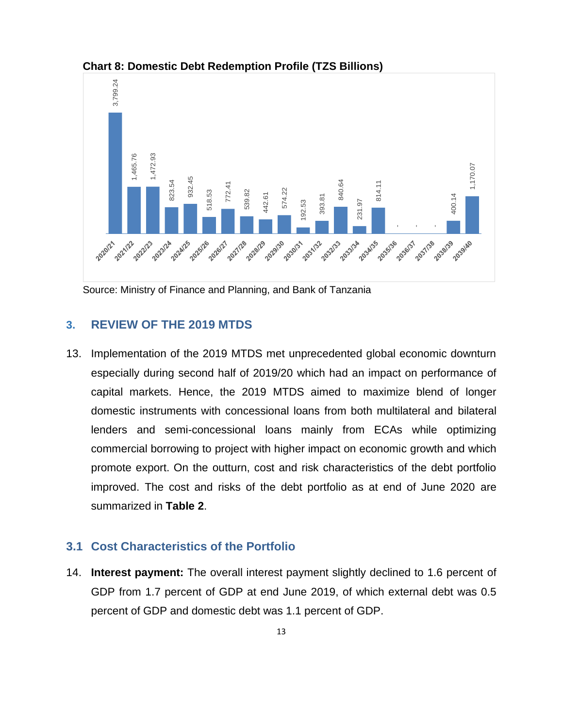**Chart 8: Domestic Debt Redemption Profile (TZS Billions)**

| Year | TZS Billions |
|---|---|
| 2020/21 | 3,799.24 |
| 2021/22 | 1,465.76 |
| 2022/23 | 1,472.93 |
| 2023/24 | 823.54 |
| 2024/25 | 932.45 |
| 2025/26 | 518.53 |
| 2026/27 | 772.41 |
| 2027/28 | 539.82 |
| 2028/29 | 442.61 |
| 2029/30 | 574.22 |
| 2030/31 | 192.53 |
| 2031/32 | 393.81 |
| 2032/33 | 840.64 |
| 2033/34 | 231.97 |
| 2034/35 | 814.11 |
| 2035/36 | - |
| 2036/37 | - |
| 2037/38 | - |
| 2038/39 | 400.14 |
| 2039/40 | 1,170.07 |

Source: Ministry of Finance and Planning, and Bank of Tanzania

## 3. REVIEW OF THE 2019 MTDS

13. Implementation of the 2019 MTDS met unprecedented global economic downturn especially during second half of 2019/20 which had an impact on performance of capital markets. Hence, the 2019 MTDS aimed to maximize blend of longer domestic instruments with concessional loans from both multilateral and bilateral lenders and semi-concessional loans mainly from ECAs while optimizing commercial borrowing to project with higher impact on economic growth and which promote export. On the outturn, cost and risk characteristics of the debt portfolio improved. The cost and risks of the debt portfolio as at end of June 2020 are summarized in **Table 2**.

### 3.1 Cost Characteristics of the Portfolio

14. **Interest payment:** The overall interest payment slightly declined to 1.6 percent of GDP from 1.7 percent of GDP at end June 2019, of which external debt was 0.5 percent of GDP and domestic debt was 1.1 percent of GDP.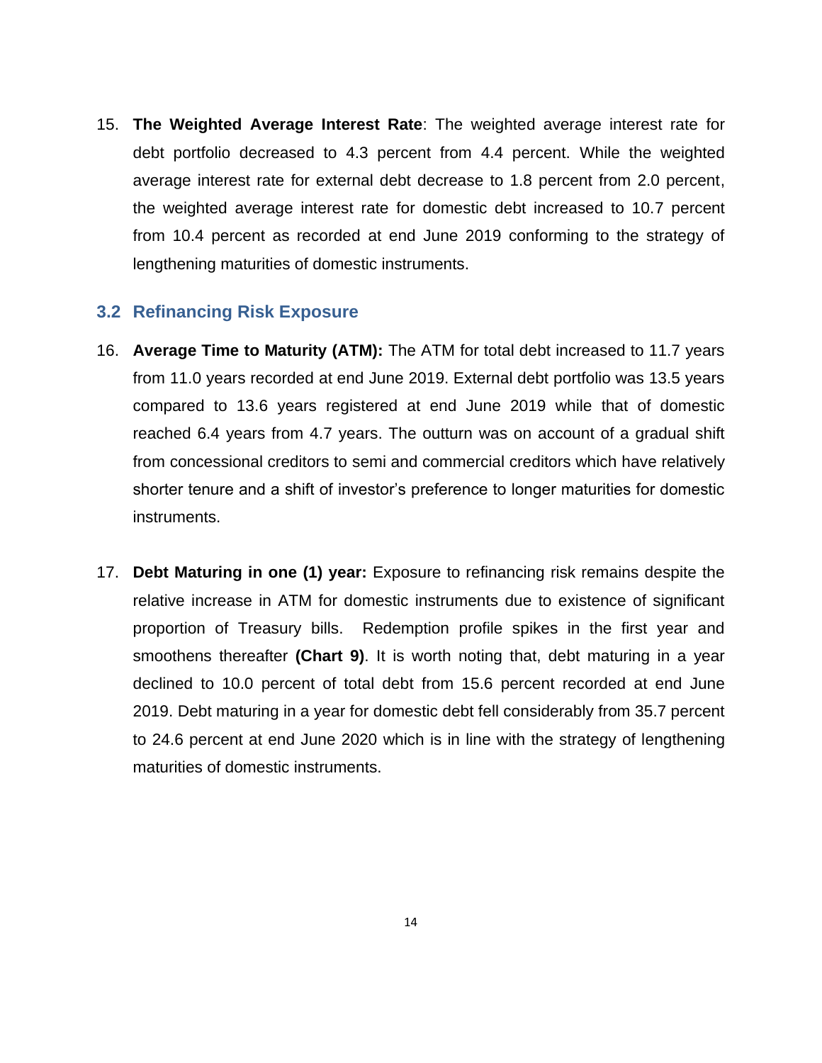15. **The Weighted Average Interest Rate**: The weighted average interest rate for debt portfolio decreased to 4.3 percent from 4.4 percent. While the weighted average interest rate for external debt decrease to 1.8 percent from 2.0 percent, the weighted average interest rate for domestic debt increased to 10.7 percent from 10.4 percent as recorded at end June 2019 conforming to the strategy of lengthening maturities of domestic instruments.

## 3.2 Refinancing Risk Exposure

16. **Average Time to Maturity (ATM):** The ATM for total debt increased to 11.7 years from 11.0 years recorded at end June 2019. External debt portfolio was 13.5 years compared to 13.6 years registered at end June 2019 while that of domestic reached 6.4 years from 4.7 years. The outturn was on account of a gradual shift from concessional creditors to semi and commercial creditors which have relatively shorter tenure and a shift of investor's preference to longer maturities for domestic instruments.

17. **Debt Maturing in one (1) year:** Exposure to refinancing risk remains despite the relative increase in ATM for domestic instruments due to existence of significant proportion of Treasury bills. Redemption profile spikes in the first year and smoothens thereafter **(Chart 9)**. It is worth noting that, debt maturing in a year declined to 10.0 percent of total debt from 15.6 percent recorded at end June 2019. Debt maturing in a year for domestic debt fell considerably from 35.7 percent to 24.6 percent at end June 2020 which is in line with the strategy of lengthening maturities of domestic instruments.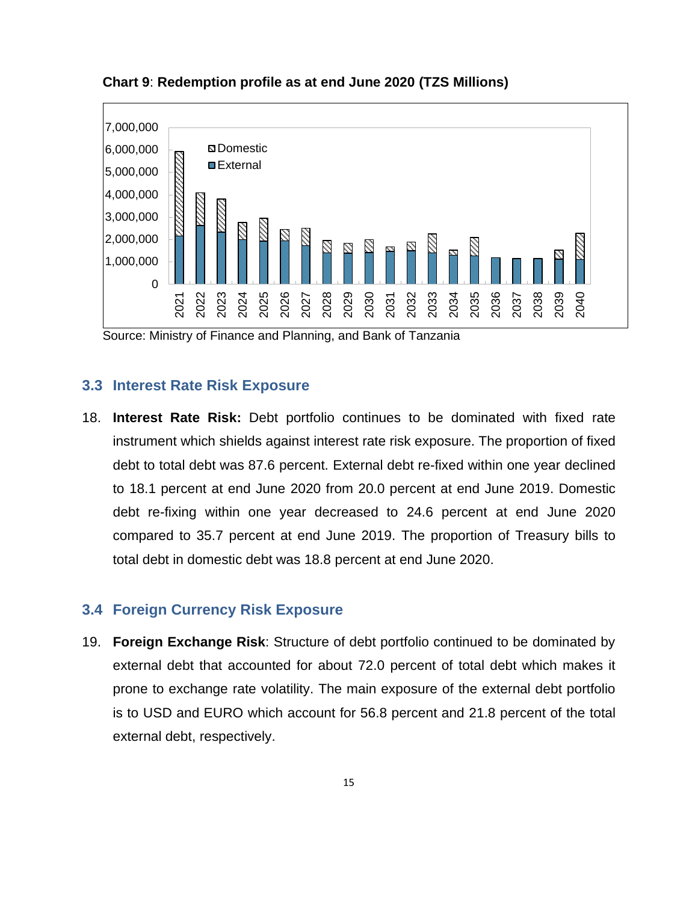**Chart 9**: **Redemption profile as at end June 2020 (TZS Millions)**

Source: Ministry of Finance and Planning, and Bank of Tanzania

## 3.3 Interest Rate Risk Exposure

18. **Interest Rate Risk:** Debt portfolio continues to be dominated with fixed rate instrument which shields against interest rate risk exposure. The proportion of fixed debt to total debt was 87.6 percent. External debt re-fixed within one year declined to 18.1 percent at end June 2020 from 20.0 percent at end June 2019. Domestic debt re-fixing within one year decreased to 24.6 percent at end June 2020 compared to 35.7 percent at end June 2019. The proportion of Treasury bills to total debt in domestic debt was 18.8 percent at end June 2020.

## 3.4 Foreign Currency Risk Exposure

19. **Foreign Exchange Risk**: Structure of debt portfolio continued to be dominated by external debt that accounted for about 72.0 percent of total debt which makes it prone to exchange rate volatility. The main exposure of the external debt portfolio is to USD and EURO which account for 56.8 percent and 21.8 percent of the total external debt, respectively.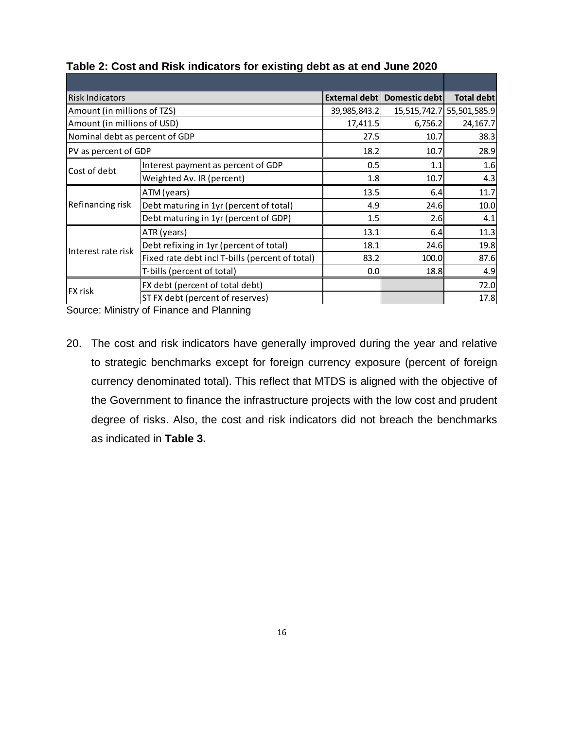**Table 2: Cost and Risk indicators for existing debt as at end June 2020**

| Risk Indicators | | External debt | Domestic debt | Total debt |
|---|---|---|---|---|
| Amount (in millions of TZS) | | 39,985,843.2 | 15,515,742.7 | 55,501,585.9 |
| Amount (in millions of USD) | | 17,411.5 | 6,756.2 | 24,167.7 |
| Nominal debt as percent of GDP | | 27.5 | 10.7 | 38.3 |
| PV as percent of GDP | | 18.2 | 10.7 | 28.9 |
| Cost of debt | Interest payment as percent of GDP | 0.5 | 1.1 | 1.6 |
| | Weighted Av. IR (percent) | 1.8 | 10.7 | 4.3 |
| Refinancing risk | ATM (years) | 13.5 | 6.4 | 11.7 |
| | Debt maturing in 1yr (percent of total) | 4.9 | 24.6 | 10.0 |
| | Debt maturing in 1yr (percent of GDP) | 1.5 | 2.6 | 4.1 |
| Interest rate risk | ATR (years) | 13.1 | 6.4 | 11.3 |
| | Debt refixing in 1yr (percent of total) | 18.1 | 24.6 | 19.8 |
| | Fixed rate debt incl T-bills (percent of total) | 83.2 | 100.0 | 87.6 |
| | T-bills (percent of total) | 0.0 | 18.8 | 4.9 |
| FX risk | FX debt (percent of total debt) | | | 72.0 |
| | ST FX debt (percent of reserves) | | | 17.8 |

Source: Ministry of Finance and Planning

20. The cost and risk indicators have generally improved during the year and relative to strategic benchmarks except for foreign currency exposure (percent of foreign currency denominated total). This reflect that MTDS is aligned with the objective of the Government to finance the infrastructure projects with the low cost and prudent degree of risks. Also, the cost and risk indicators did not breach the benchmarks as indicated in **Table 3.**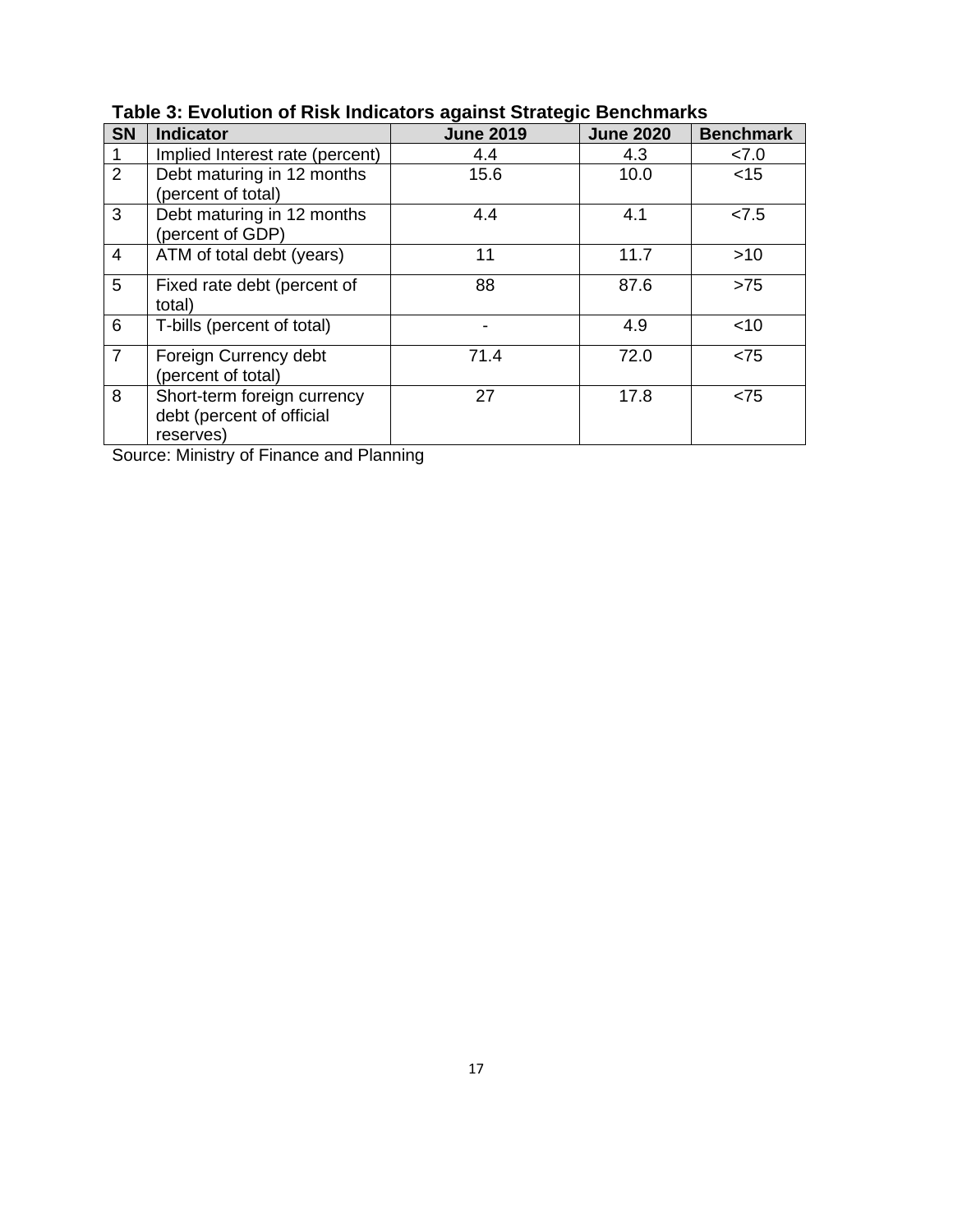**Table 3: Evolution of Risk Indicators against Strategic Benchmarks**

| SN | Indicator | June 2019 | June 2020 | Benchmark |
|---|---|---|---|---|
| 1 | Implied Interest rate (percent) | 4.4 | 4.3 | <7.0 |
| 2 | Debt maturing in 12 months (percent of total) | 15.6 | 10.0 | <15 |
| 3 | Debt maturing in 12 months (percent of GDP) | 4.4 | 4.1 | <7.5 |
| 4 | ATM of total debt (years) | 11 | 11.7 | >10 |
| 5 | Fixed rate debt (percent of total) | 88 | 87.6 | >75 |
| 6 | T-bills (percent of total) | - | 4.9 | <10 |
| 7 | Foreign Currency debt (percent of total) | 71.4 | 72.0 | <75 |
| 8 | Short-term foreign currency debt (percent of official reserves) | 27 | 17.8 | <75 |

Source: Ministry of Finance and Planning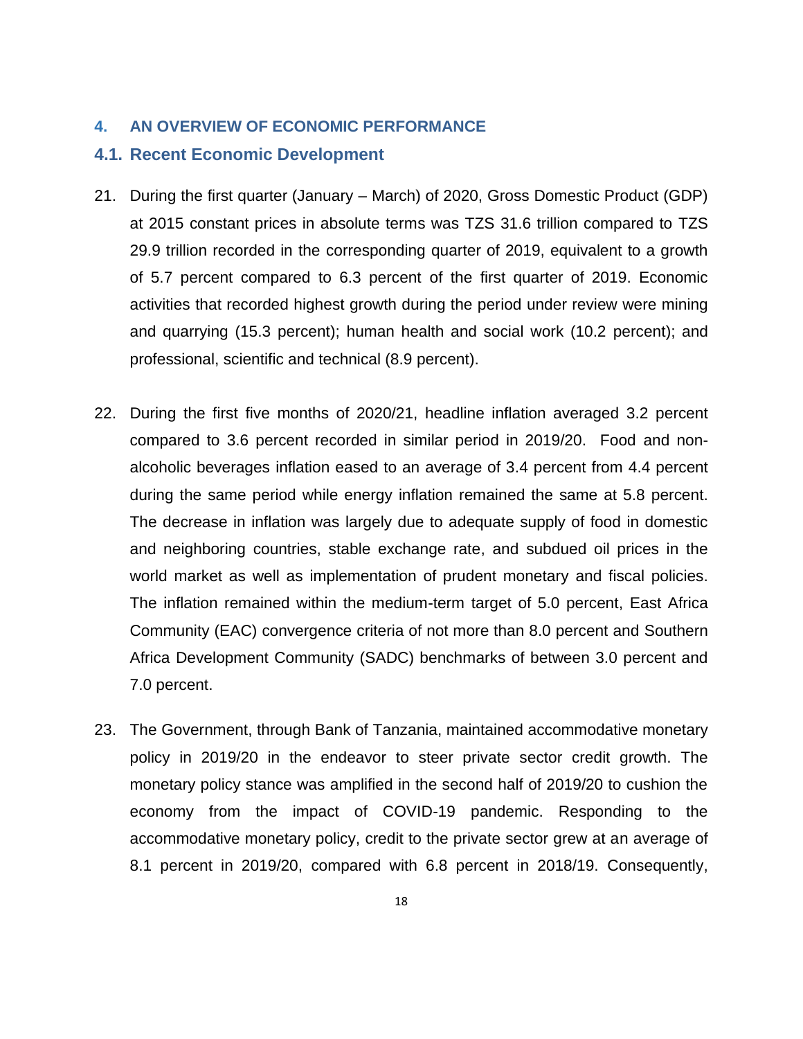# 4. AN OVERVIEW OF ECONOMIC PERFORMANCE

## 4.1. Recent Economic Development

21. During the first quarter (January – March) of 2020, Gross Domestic Product (GDP) at 2015 constant prices in absolute terms was TZS 31.6 trillion compared to TZS 29.9 trillion recorded in the corresponding quarter of 2019, equivalent to a growth of 5.7 percent compared to 6.3 percent of the first quarter of 2019. Economic activities that recorded highest growth during the period under review were mining and quarrying (15.3 percent); human health and social work (10.2 percent); and professional, scientific and technical (8.9 percent).

22. During the first five months of 2020/21, headline inflation averaged 3.2 percent compared to 3.6 percent recorded in similar period in 2019/20. Food and non-alcoholic beverages inflation eased to an average of 3.4 percent from 4.4 percent during the same period while energy inflation remained the same at 5.8 percent. The decrease in inflation was largely due to adequate supply of food in domestic and neighboring countries, stable exchange rate, and subdued oil prices in the world market as well as implementation of prudent monetary and fiscal policies. The inflation remained within the medium-term target of 5.0 percent, East Africa Community (EAC) convergence criteria of not more than 8.0 percent and Southern Africa Development Community (SADC) benchmarks of between 3.0 percent and 7.0 percent.

23. The Government, through Bank of Tanzania, maintained accommodative monetary policy in 2019/20 in the endeavor to steer private sector credit growth. The monetary policy stance was amplified in the second half of 2019/20 to cushion the economy from the impact of COVID-19 pandemic. Responding to the accommodative monetary policy, credit to the private sector grew at an average of 8.1 percent in 2019/20, compared with 6.8 percent in 2018/19. Consequently,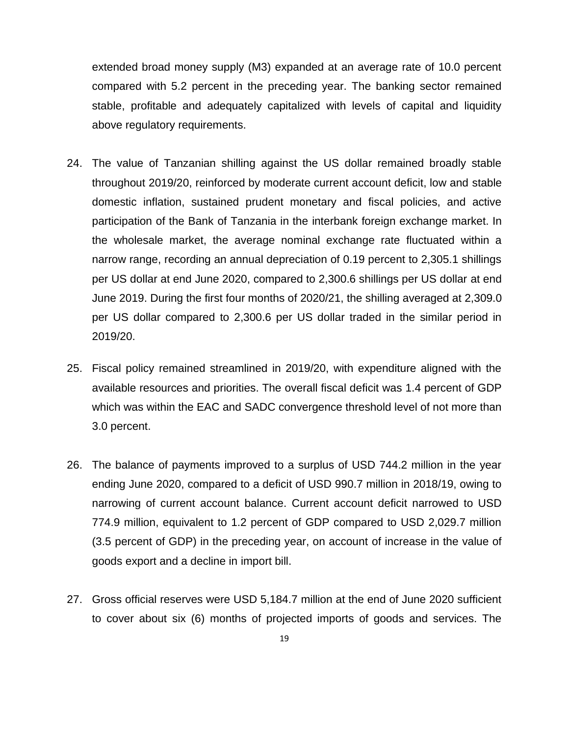extended broad money supply (M3) expanded at an average rate of 10.0 percent compared with 5.2 percent in the preceding year. The banking sector remained stable, profitable and adequately capitalized with levels of capital and liquidity above regulatory requirements.

24. The value of Tanzanian shilling against the US dollar remained broadly stable throughout 2019/20, reinforced by moderate current account deficit, low and stable domestic inflation, sustained prudent monetary and fiscal policies, and active participation of the Bank of Tanzania in the interbank foreign exchange market. In the wholesale market, the average nominal exchange rate fluctuated within a narrow range, recording an annual depreciation of 0.19 percent to 2,305.1 shillings per US dollar at end June 2020, compared to 2,300.6 shillings per US dollar at end June 2019. During the first four months of 2020/21, the shilling averaged at 2,309.0 per US dollar compared to 2,300.6 per US dollar traded in the similar period in 2019/20.

25. Fiscal policy remained streamlined in 2019/20, with expenditure aligned with the available resources and priorities. The overall fiscal deficit was 1.4 percent of GDP which was within the EAC and SADC convergence threshold level of not more than 3.0 percent.

26. The balance of payments improved to a surplus of USD 744.2 million in the year ending June 2020, compared to a deficit of USD 990.7 million in 2018/19, owing to narrowing of current account balance. Current account deficit narrowed to USD 774.9 million, equivalent to 1.2 percent of GDP compared to USD 2,029.7 million (3.5 percent of GDP) in the preceding year, on account of increase in the value of goods export and a decline in import bill.

27. Gross official reserves were USD 5,184.7 million at the end of June 2020 sufficient to cover about six (6) months of projected imports of goods and services. The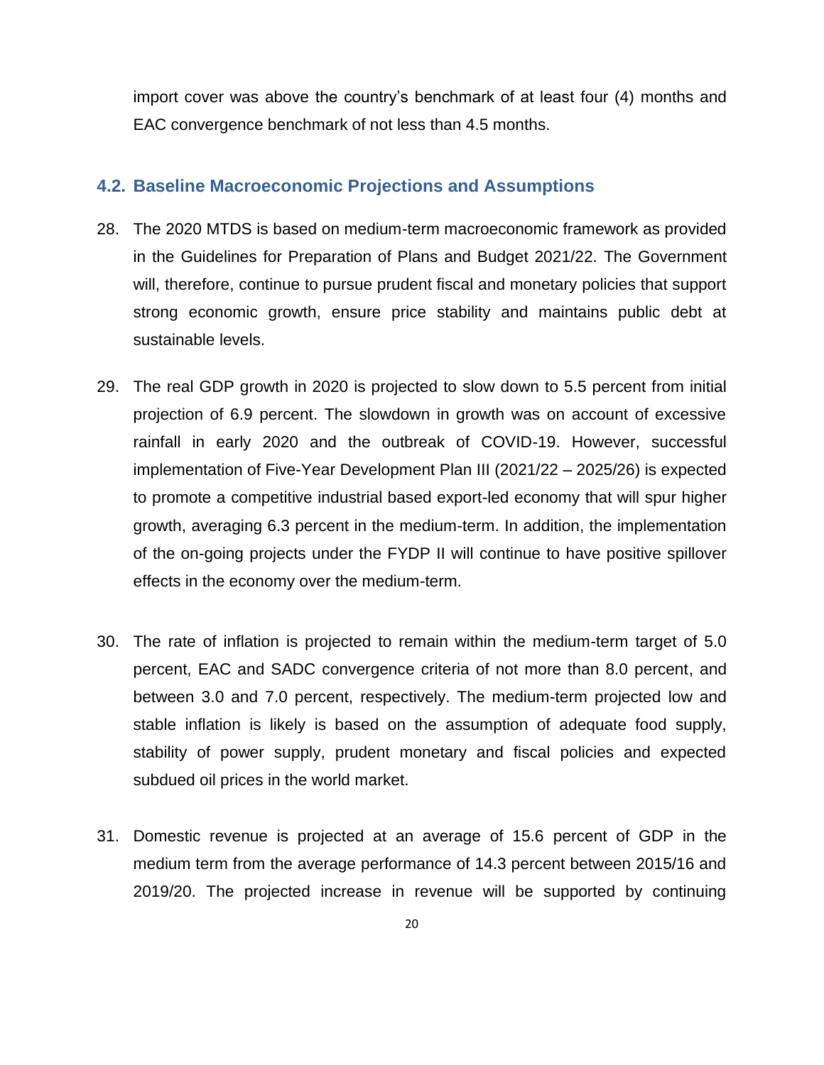import cover was above the country's benchmark of at least four (4) months and EAC convergence benchmark of not less than 4.5 months.

## 4.2. Baseline Macroeconomic Projections and Assumptions

28. The 2020 MTDS is based on medium-term macroeconomic framework as provided in the Guidelines for Preparation of Plans and Budget 2021/22. The Government will, therefore, continue to pursue prudent fiscal and monetary policies that support strong economic growth, ensure price stability and maintains public debt at sustainable levels.

29. The real GDP growth in 2020 is projected to slow down to 5.5 percent from initial projection of 6.9 percent. The slowdown in growth was on account of excessive rainfall in early 2020 and the outbreak of COVID-19. However, successful implementation of Five-Year Development Plan III (2021/22 – 2025/26) is expected to promote a competitive industrial based export-led economy that will spur higher growth, averaging 6.3 percent in the medium-term. In addition, the implementation of the on-going projects under the FYDP II will continue to have positive spillover effects in the economy over the medium-term.

30. The rate of inflation is projected to remain within the medium-term target of 5.0 percent, EAC and SADC convergence criteria of not more than 8.0 percent, and between 3.0 and 7.0 percent, respectively. The medium-term projected low and stable inflation is likely is based on the assumption of adequate food supply, stability of power supply, prudent monetary and fiscal policies and expected subdued oil prices in the world market.

31. Domestic revenue is projected at an average of 15.6 percent of GDP in the medium term from the average performance of 14.3 percent between 2015/16 and 2019/20. The projected increase in revenue will be supported by continuing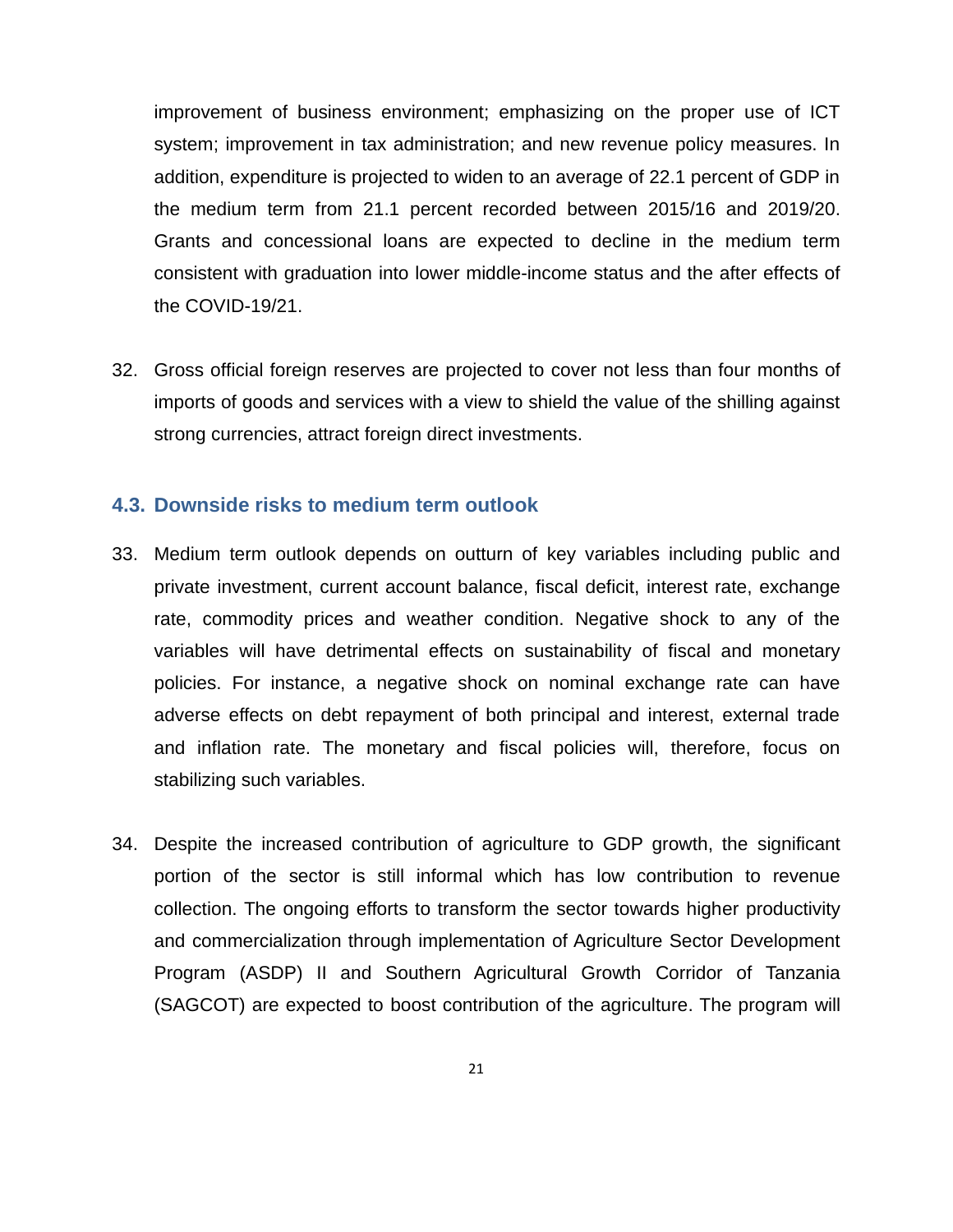improvement of business environment; emphasizing on the proper use of ICT system; improvement in tax administration; and new revenue policy measures. In addition, expenditure is projected to widen to an average of 22.1 percent of GDP in the medium term from 21.1 percent recorded between 2015/16 and 2019/20. Grants and concessional loans are expected to decline in the medium term consistent with graduation into lower middle-income status and the after effects of the COVID-19/21.

32. Gross official foreign reserves are projected to cover not less than four months of imports of goods and services with a view to shield the value of the shilling against strong currencies, attract foreign direct investments.

### 4.3. Downside risks to medium term outlook

33. Medium term outlook depends on outturn of key variables including public and private investment, current account balance, fiscal deficit, interest rate, exchange rate, commodity prices and weather condition. Negative shock to any of the variables will have detrimental effects on sustainability of fiscal and monetary policies. For instance, a negative shock on nominal exchange rate can have adverse effects on debt repayment of both principal and interest, external trade and inflation rate. The monetary and fiscal policies will, therefore, focus on stabilizing such variables.

34. Despite the increased contribution of agriculture to GDP growth, the significant portion of the sector is still informal which has low contribution to revenue collection. The ongoing efforts to transform the sector towards higher productivity and commercialization through implementation of Agriculture Sector Development Program (ASDP) II and Southern Agricultural Growth Corridor of Tanzania (SAGCOT) are expected to boost contribution of the agriculture. The program will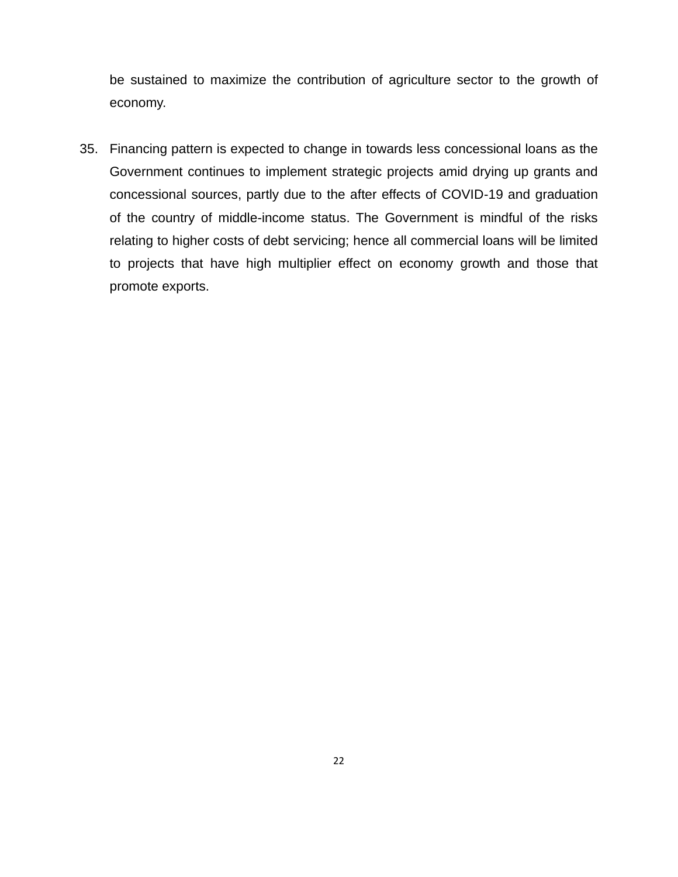be sustained to maximize the contribution of agriculture sector to the growth of economy.

35. Financing pattern is expected to change in towards less concessional loans as the Government continues to implement strategic projects amid drying up grants and concessional sources, partly due to the after effects of COVID-19 and graduation of the country of middle-income status. The Government is mindful of the risks relating to higher costs of debt servicing; hence all commercial loans will be limited to projects that have high multiplier effect on economy growth and those that promote exports.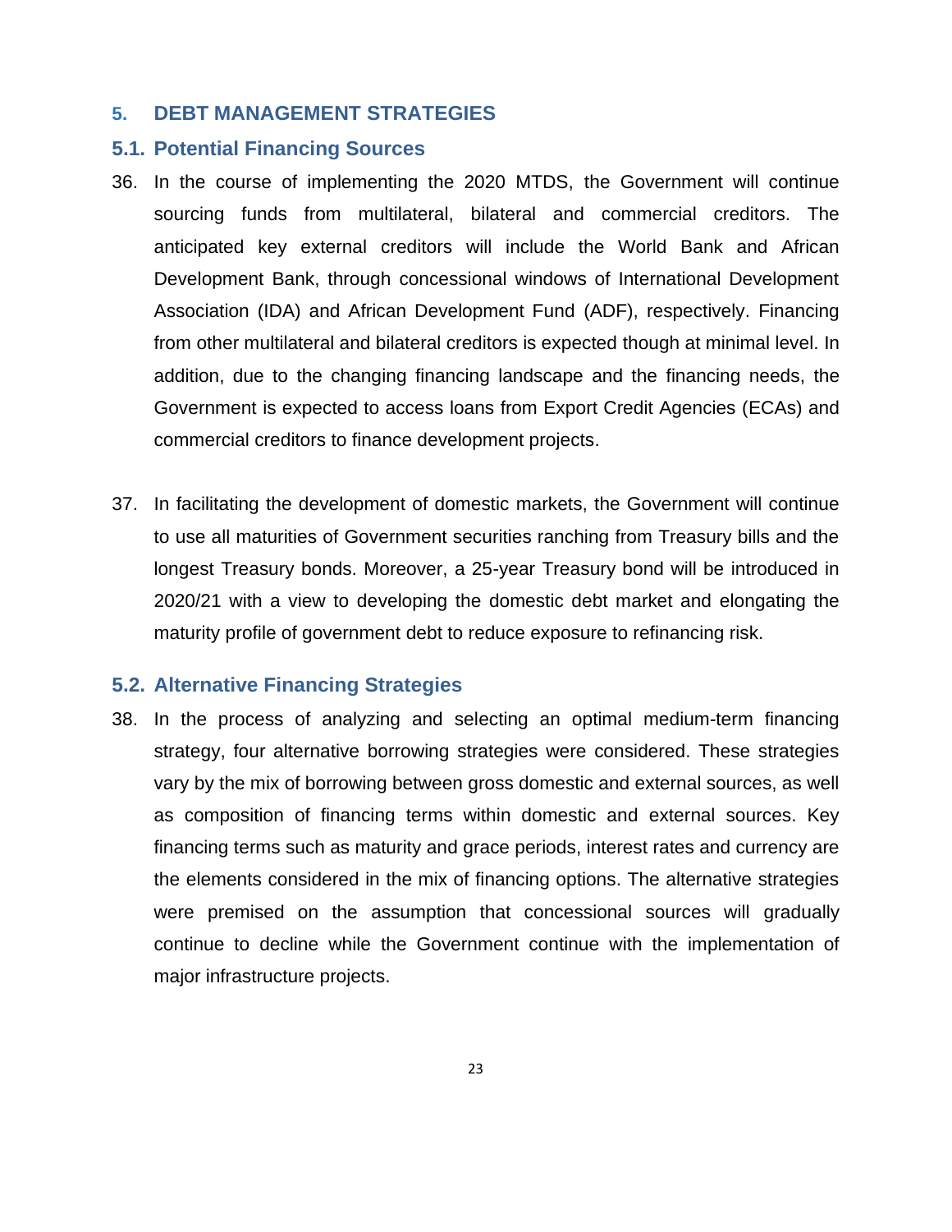## 5. DEBT MANAGEMENT STRATEGIES

### 5.1. Potential Financing Sources

36. In the course of implementing the 2020 MTDS, the Government will continue sourcing funds from multilateral, bilateral and commercial creditors. The anticipated key external creditors will include the World Bank and African Development Bank, through concessional windows of International Development Association (IDA) and African Development Fund (ADF), respectively. Financing from other multilateral and bilateral creditors is expected though at minimal level. In addition, due to the changing financing landscape and the financing needs, the Government is expected to access loans from Export Credit Agencies (ECAs) and commercial creditors to finance development projects.

37. In facilitating the development of domestic markets, the Government will continue to use all maturities of Government securities ranching from Treasury bills and the longest Treasury bonds. Moreover, a 25-year Treasury bond will be introduced in 2020/21 with a view to developing the domestic debt market and elongating the maturity profile of government debt to reduce exposure to refinancing risk.

### 5.2. Alternative Financing Strategies

38. In the process of analyzing and selecting an optimal medium-term financing strategy, four alternative borrowing strategies were considered. These strategies vary by the mix of borrowing between gross domestic and external sources, as well as composition of financing terms within domestic and external sources. Key financing terms such as maturity and grace periods, interest rates and currency are the elements considered in the mix of financing options. The alternative strategies were premised on the assumption that concessional sources will gradually continue to decline while the Government continue with the implementation of major infrastructure projects.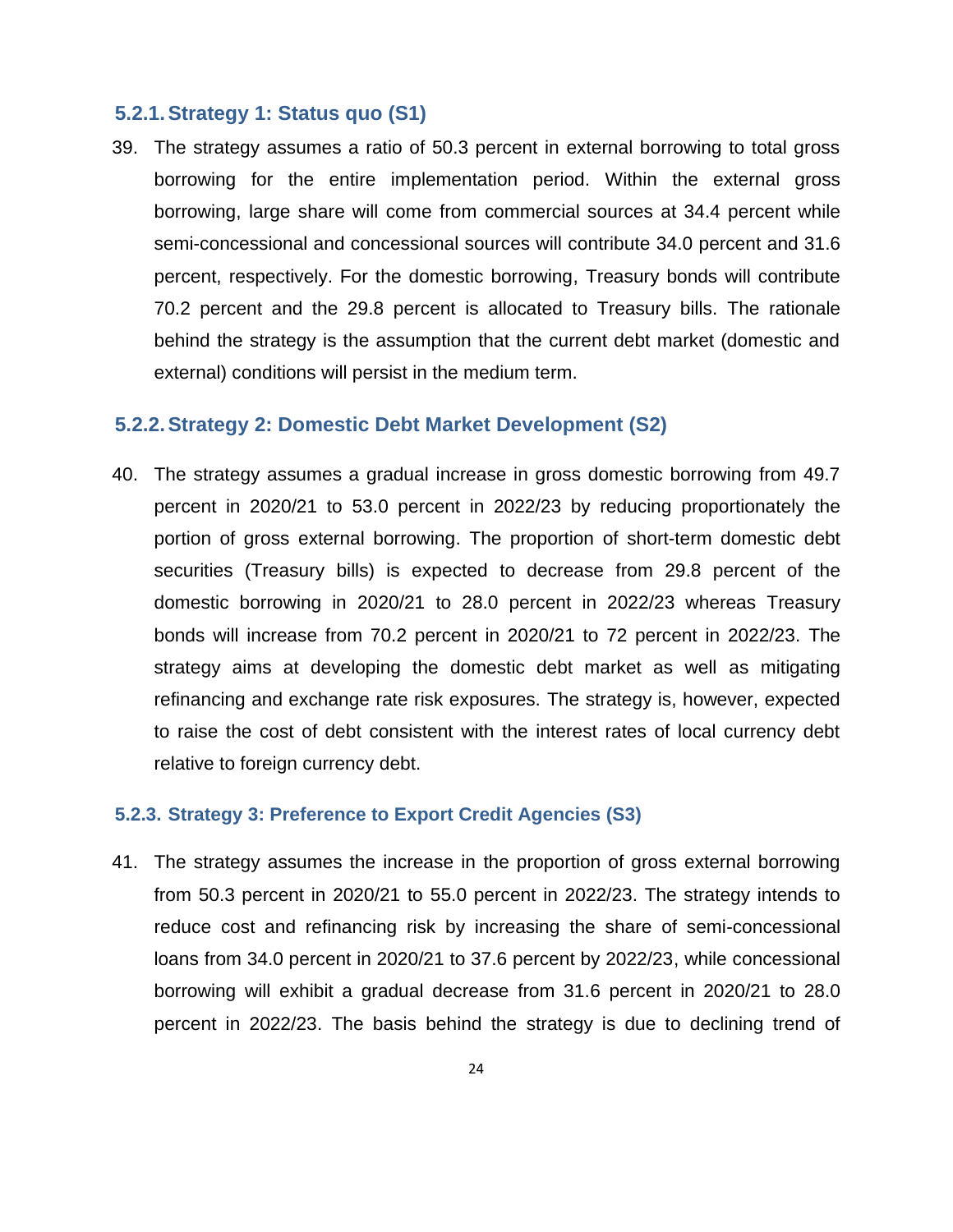### 5.2.1. Strategy 1: Status quo (S1)

39. The strategy assumes a ratio of 50.3 percent in external borrowing to total gross borrowing for the entire implementation period. Within the external gross borrowing, large share will come from commercial sources at 34.4 percent while semi-concessional and concessional sources will contribute 34.0 percent and 31.6 percent, respectively. For the domestic borrowing, Treasury bonds will contribute 70.2 percent and the 29.8 percent is allocated to Treasury bills. The rationale behind the strategy is the assumption that the current debt market (domestic and external) conditions will persist in the medium term.

### 5.2.2. Strategy 2: Domestic Debt Market Development (S2)

40. The strategy assumes a gradual increase in gross domestic borrowing from 49.7 percent in 2020/21 to 53.0 percent in 2022/23 by reducing proportionately the portion of gross external borrowing. The proportion of short-term domestic debt securities (Treasury bills) is expected to decrease from 29.8 percent of the domestic borrowing in 2020/21 to 28.0 percent in 2022/23 whereas Treasury bonds will increase from 70.2 percent in 2020/21 to 72 percent in 2022/23. The strategy aims at developing the domestic debt market as well as mitigating refinancing and exchange rate risk exposures. The strategy is, however, expected to raise the cost of debt consistent with the interest rates of local currency debt relative to foreign currency debt.

### 5.2.3. Strategy 3: Preference to Export Credit Agencies (S3)

41. The strategy assumes the increase in the proportion of gross external borrowing from 50.3 percent in 2020/21 to 55.0 percent in 2022/23. The strategy intends to reduce cost and refinancing risk by increasing the share of semi-concessional loans from 34.0 percent in 2020/21 to 37.6 percent by 2022/23, while concessional borrowing will exhibit a gradual decrease from 31.6 percent in 2020/21 to 28.0 percent in 2022/23. The basis behind the strategy is due to declining trend of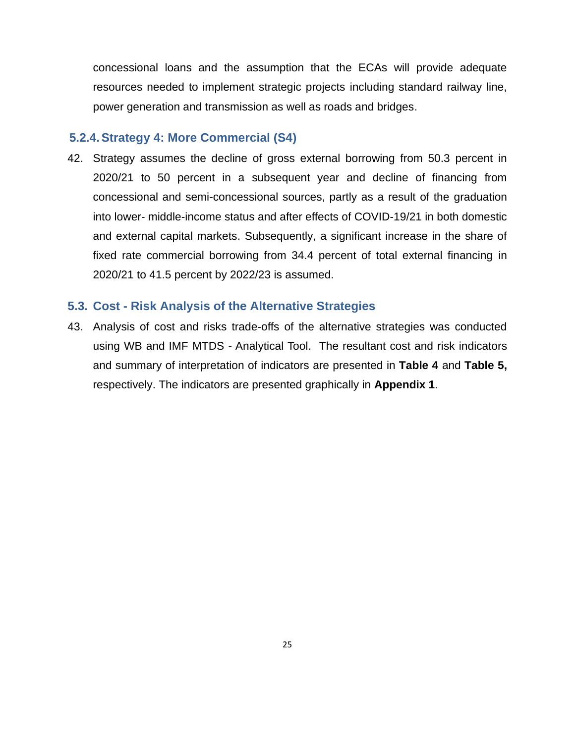concessional loans and the assumption that the ECAs will provide adequate resources needed to implement strategic projects including standard railway line, power generation and transmission as well as roads and bridges.

### 5.2.4. Strategy 4: More Commercial (S4)

42. Strategy assumes the decline of gross external borrowing from 50.3 percent in 2020/21 to 50 percent in a subsequent year and decline of financing from concessional and semi-concessional sources, partly as a result of the graduation into lower- middle-income status and after effects of COVID-19/21 in both domestic and external capital markets. Subsequently, a significant increase in the share of fixed rate commercial borrowing from 34.4 percent of total external financing in 2020/21 to 41.5 percent by 2022/23 is assumed.

## 5.3. Cost - Risk Analysis of the Alternative Strategies

43. Analysis of cost and risks trade-offs of the alternative strategies was conducted using WB and IMF MTDS - Analytical Tool. The resultant cost and risk indicators and summary of interpretation of indicators are presented in **Table 4** and **Table 5,** respectively. The indicators are presented graphically in **Appendix 1**.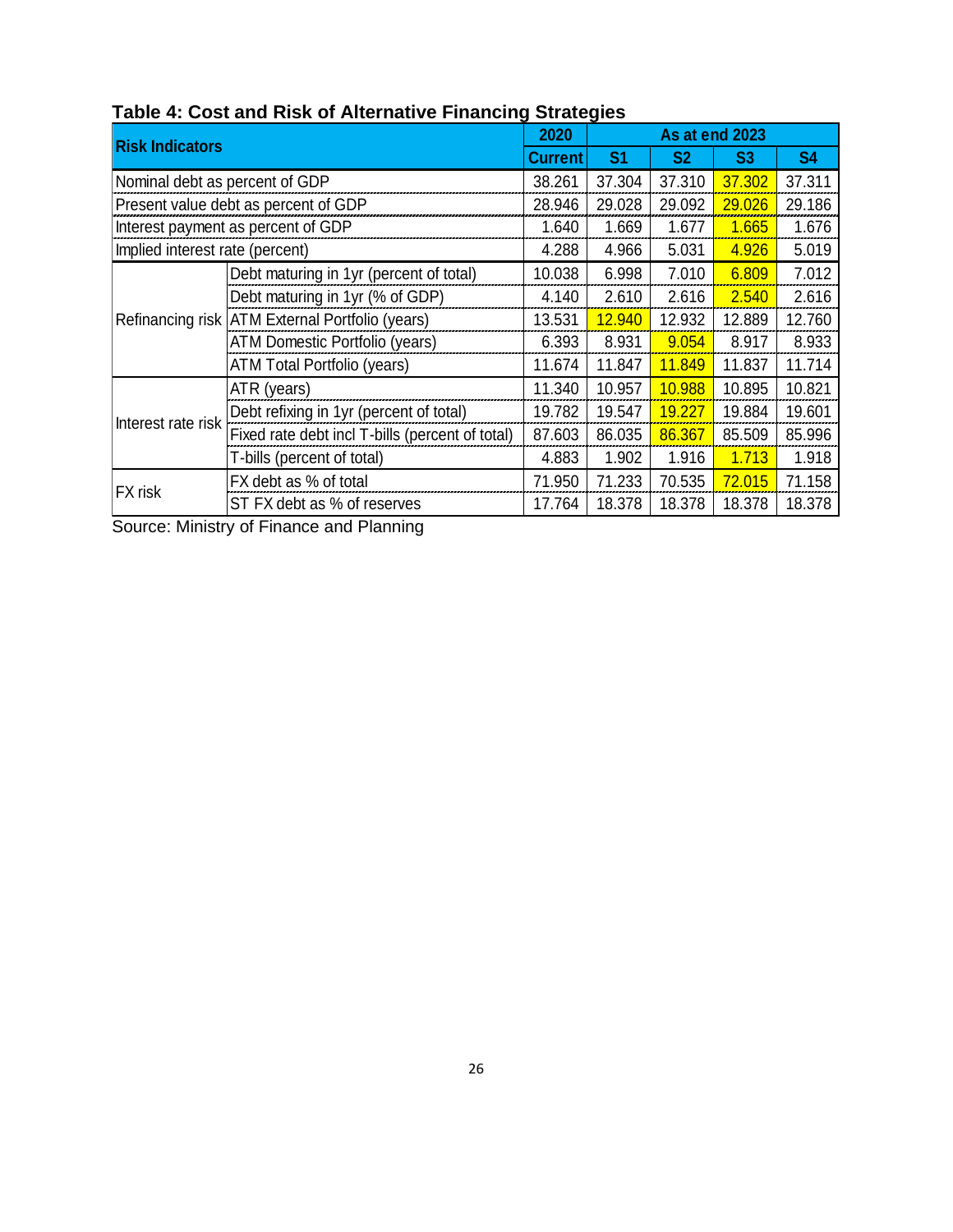**Table 4: Cost and Risk of Alternative Financing Strategies**

| Risk Indicators | | 2020 | As at end 2023 | | | |
|---|---|---|---|---|---|---|
| | | Current | S1 | S2 | S3 | S4 |
| Nominal debt as percent of GDP | | 38.261 | 37.304 | 37.310 | 37.302 | 37.311 |
| Present value debt as percent of GDP | | 28.946 | 29.028 | 29.092 | 29.026 | 29.186 |
| Interest payment as percent of GDP | | 1.640 | 1.669 | 1.677 | 1.665 | 1.676 |
| Implied interest rate (percent) | | 4.288 | 4.966 | 5.031 | 4.926 | 5.019 |
| Refinancing risk | Debt maturing in 1yr (percent of total) | 10.038 | 6.998 | 7.010 | 6.809 | 7.012 |
| | Debt maturing in 1yr (% of GDP) | 4.140 | 2.610 | 2.616 | 2.540 | 2.616 |
| | ATM External Portfolio (years) | 13.531 | 12.940 | 12.932 | 12.889 | 12.760 |
| | ATM Domestic Portfolio (years) | 6.393 | 8.931 | 9.054 | 8.917 | 8.933 |
| | ATM Total Portfolio (years) | 11.674 | 11.847 | 11.849 | 11.837 | 11.714 |
| Interest rate risk | ATR (years) | 11.340 | 10.957 | 10.988 | 10.895 | 10.821 |
| | Debt refixing in 1yr (percent of total) | 19.782 | 19.547 | 19.227 | 19.884 | 19.601 |
| | Fixed rate debt incl T-bills (percent of total) | 87.603 | 86.035 | 86.367 | 85.509 | 85.996 |
| | T-bills (percent of total) | 4.883 | 1.902 | 1.916 | 1.713 | 1.918 |
| FX risk | FX debt as % of total | 71.950 | 71.233 | 70.535 | 72.015 | 71.158 |
| | ST FX debt as % of reserves | 17.764 | 18.378 | 18.378 | 18.378 | 18.378 |

Source: Ministry of Finance and Planning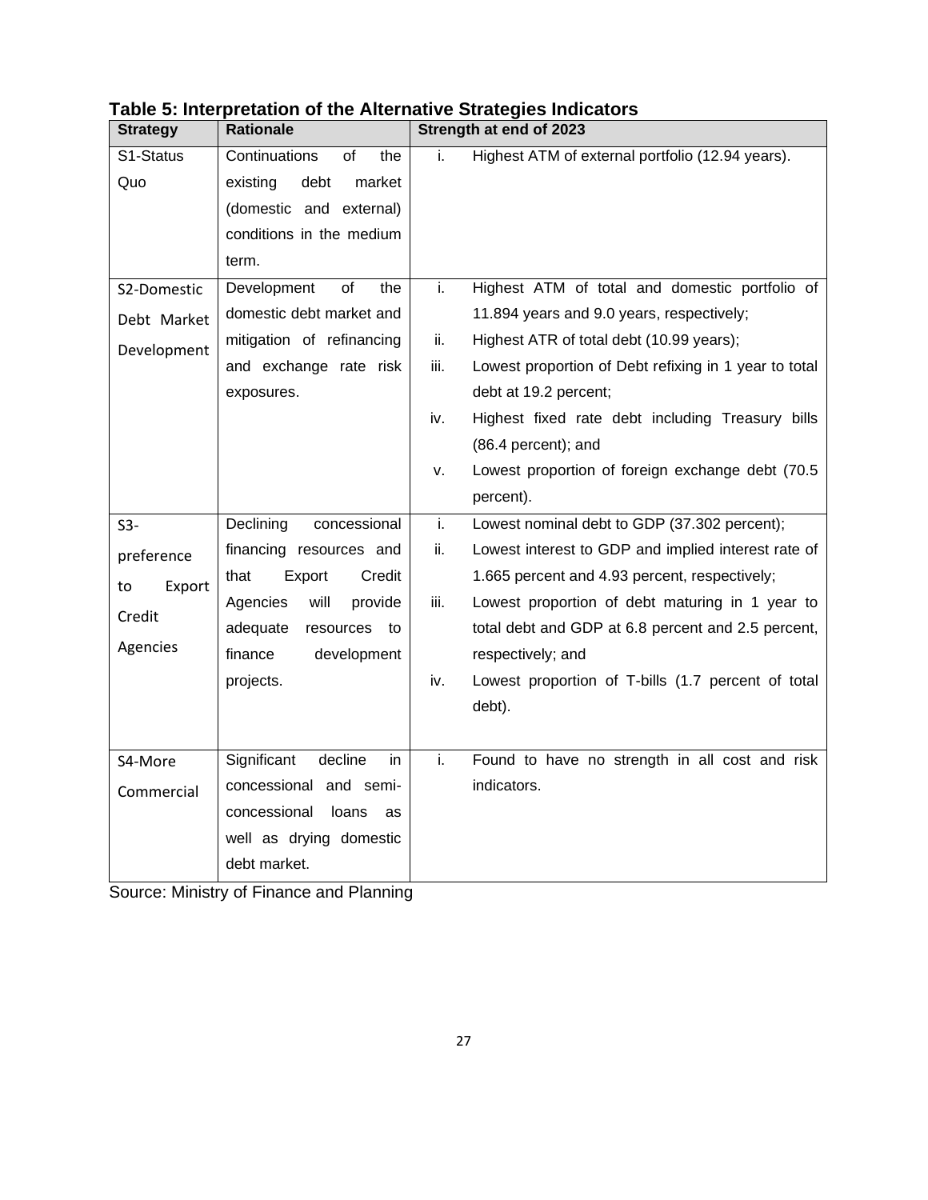**Table 5: Interpretation of the Alternative Strategies Indicators**

| Strategy | Rationale | Strength at end of 2023 |
|---|---|---|
| S1-Status Quo | Continuations of the existing debt market (domestic and external) conditions in the medium term. | i. Highest ATM of external portfolio (12.94 years). |
| S2-Domestic Debt Market Development | Development of the domestic debt market and mitigation of refinancing and exchange rate risk exposures. | i. Highest ATM of total and domestic portfolio of 11.894 years and 9.0 years, respectively;<br>ii. Highest ATR of total debt (10.99 years);<br>iii. Lowest proportion of Debt refixing in 1 year to total debt at 19.2 percent;<br>iv. Highest fixed rate debt including Treasury bills (86.4 percent); and<br>v. Lowest proportion of foreign exchange debt (70.5 percent). |
| S3-preference to Export Credit Agencies | Declining concessional financing resources and that Export Credit Agencies will provide adequate resources to finance development projects. | i. Lowest nominal debt to GDP (37.302 percent);<br>ii. Lowest interest to GDP and implied interest rate of 1.665 percent and 4.93 percent, respectively;<br>iii. Lowest proportion of debt maturing in 1 year to total debt and GDP at 6.8 percent and 2.5 percent, respectively; and<br>iv. Lowest proportion of T-bills (1.7 percent of total debt). |
| S4-More Commercial | Significant decline in concessional and semi-concessional loans as well as drying domestic debt market. | i. Found to have no strength in all cost and risk indicators. |

Source: Ministry of Finance and Planning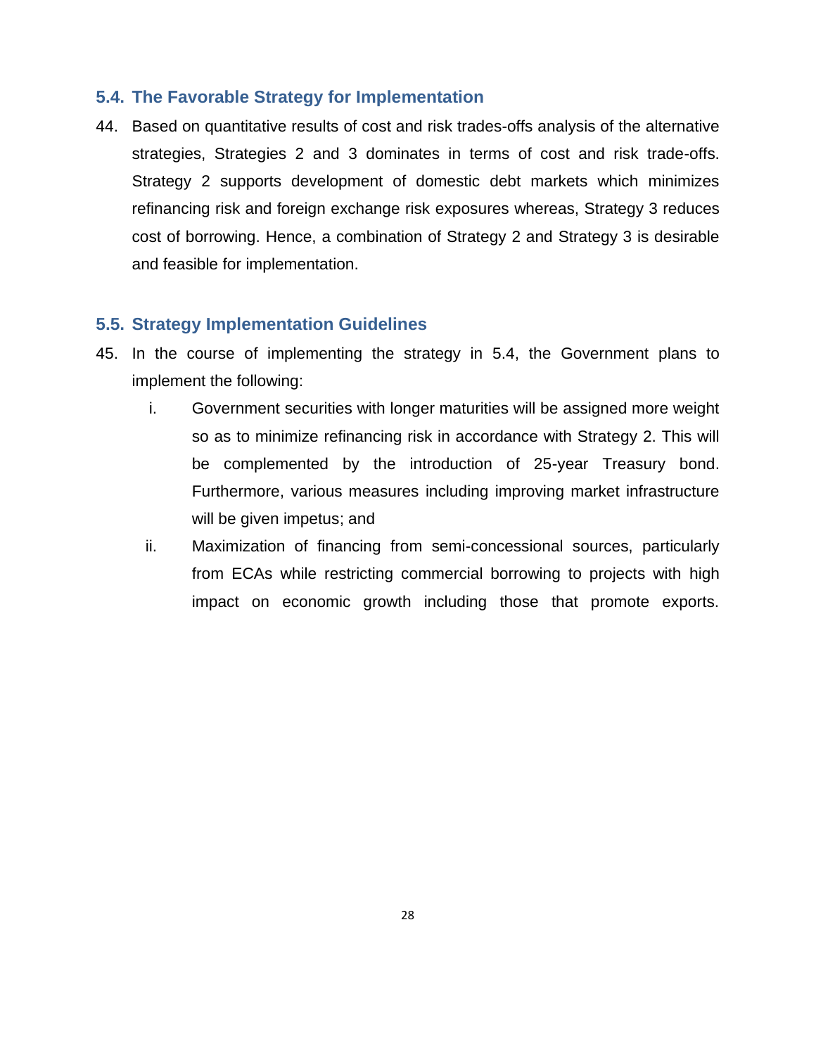## 5.4. The Favorable Strategy for Implementation

44. Based on quantitative results of cost and risk trades-offs analysis of the alternative strategies, Strategies 2 and 3 dominates in terms of cost and risk trade-offs. Strategy 2 supports development of domestic debt markets which minimizes refinancing risk and foreign exchange risk exposures whereas, Strategy 3 reduces cost of borrowing. Hence, a combination of Strategy 2 and Strategy 3 is desirable and feasible for implementation.

## 5.5. Strategy Implementation Guidelines

45. In the course of implementing the strategy in 5.4, the Government plans to implement the following:

    i. Government securities with longer maturities will be assigned more weight so as to minimize refinancing risk in accordance with Strategy 2. This will be complemented by the introduction of 25-year Treasury bond. Furthermore, various measures including improving market infrastructure will be given impetus; and

    ii. Maximization of financing from semi-concessional sources, particularly from ECAs while restricting commercial borrowing to projects with high impact on economic growth including those that promote exports.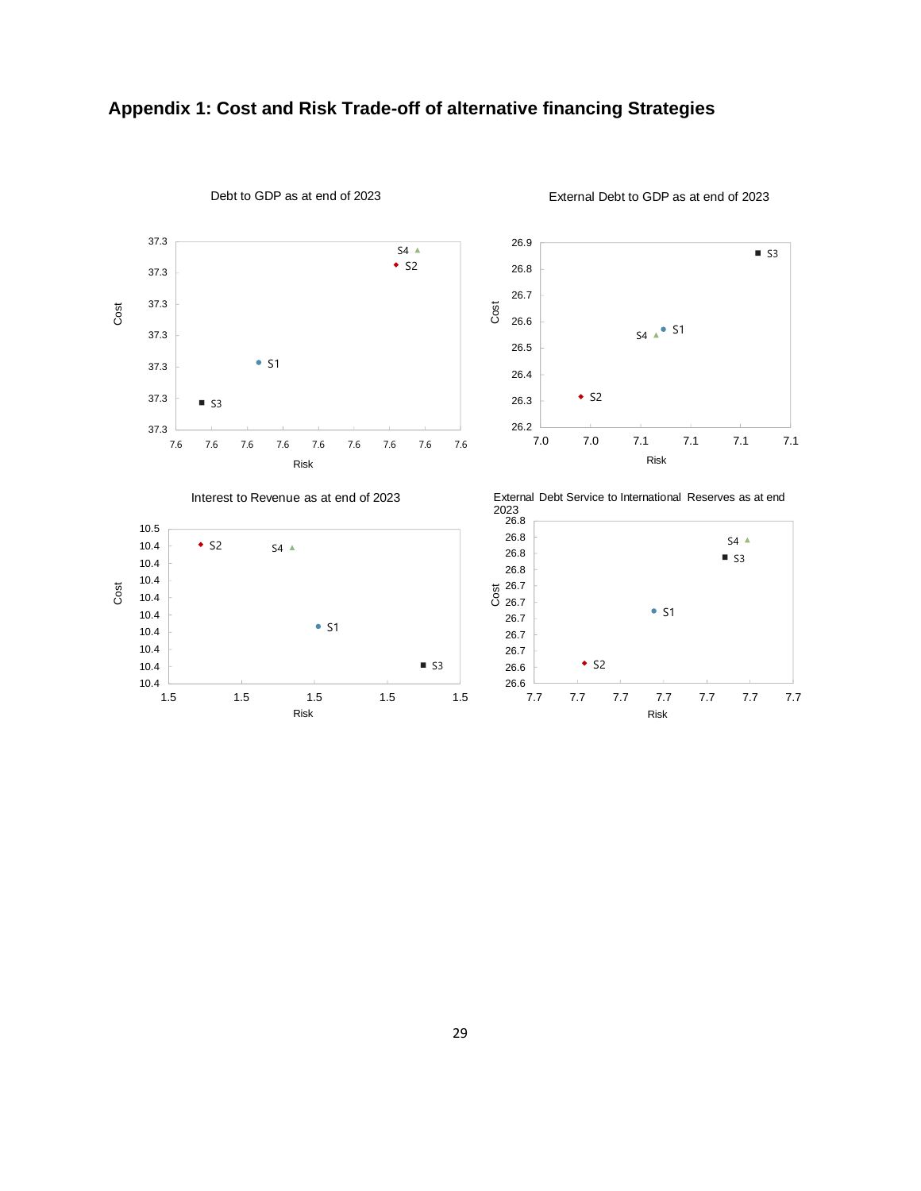## Appendix 1: Cost and Risk Trade-off of alternative financing Strategies

Debt to GDP as at end of 2023

Cost

37.3
37.3
37.3
37.3
37.3
37.3
37.3

S4
S2
S1
S3

7.6 7.6 7.6 7.6 7.6 7.6 7.6 7.6 7.6

Risk

External Debt to GDP as at end of 2023

Cost

26.9
26.8
26.7
26.6
26.5
26.4
26.3
26.2

S3
S4
S1
S2

7.0 7.0 7.1 7.1 7.1 7.1

Risk

Interest to Revenue as at end of 2023

Cost

10.5
10.4
10.4
10.4
10.4
10.4
10.4
10.4
10.4
10.4

S2
S4
S1
S3

1.5 1.5 1.5 1.5 1.5

Risk

External Debt Service to International Reserves as at end 2023

Cost

26.8
26.8
26.8
26.8
26.7
26.7
26.7
26.7
26.7
26.6
26.6

S4
S3
S1
S2

7.7 7.7 7.7 7.7 7.7 7.7 7.7

Risk